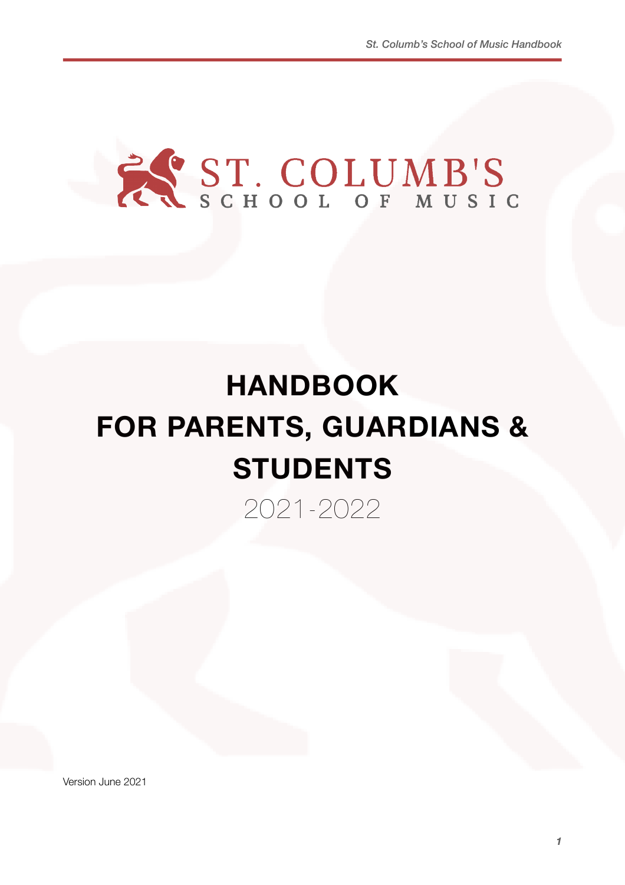ST. COLUMB'S
SCHOOL OF MUSIC

# HANDBOOK
# FOR PARENTS, GUARDIANS & STUDENTS

2021-2022

Version June 2021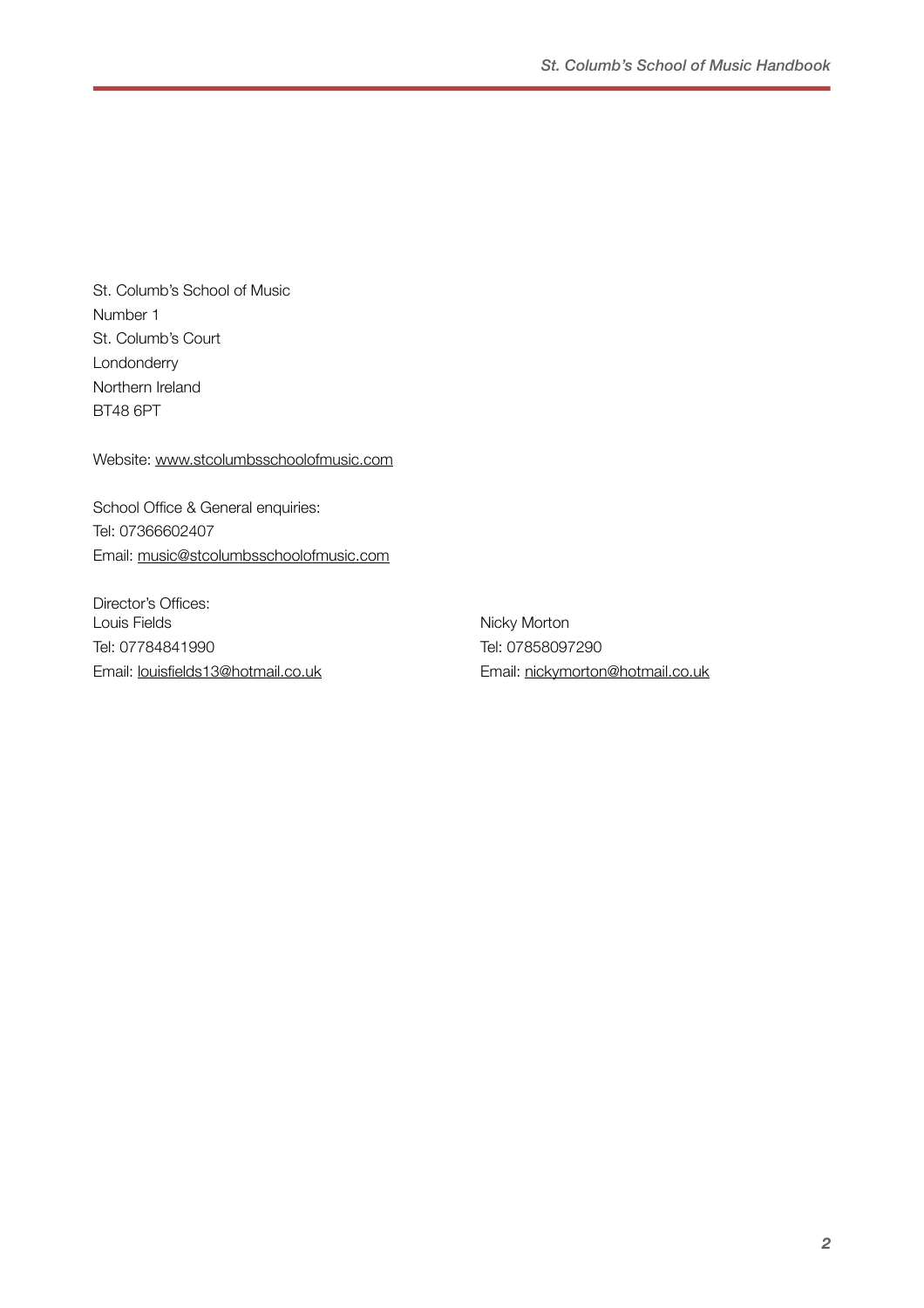St. Columb's School of Music
Number 1
St. Columb's Court
Londonderry
Northern Ireland
BT48 6PT

Website: www.stcolumbsschoolofmusic.com

School Office & General enquiries:
Tel: 07366602407
Email: music@stcolumbsschoolofmusic.com

Director's Offices:

Louis Fields
Tel: 07784841990
Email: louisfields13@hotmail.co.uk

Nicky Morton
Tel: 07858097290
Email: nickymorton@hotmail.co.uk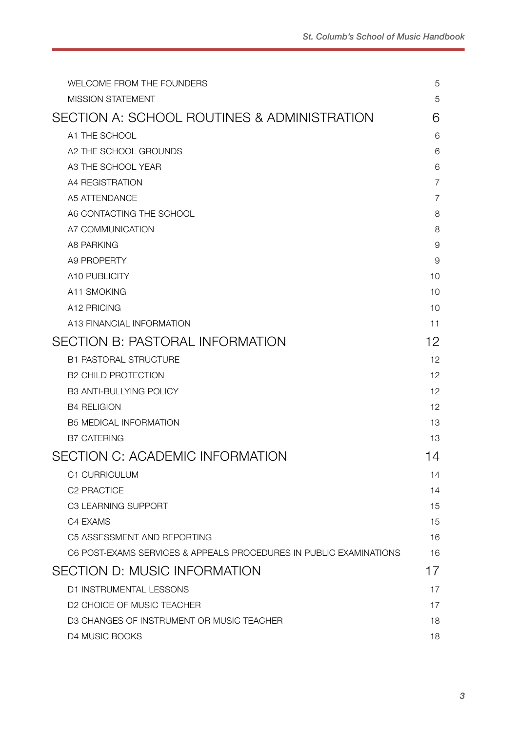| | |
|---|---|
| WELCOME FROM THE FOUNDERS | 5 |
| MISSION STATEMENT | 5 |
| **SECTION A: SCHOOL ROUTINES & ADMINISTRATION** | **6** |
| A1 THE SCHOOL | 6 |
| A2 THE SCHOOL GROUNDS | 6 |
| A3 THE SCHOOL YEAR | 6 |
| A4 REGISTRATION | 7 |
| A5 ATTENDANCE | 7 |
| A6 CONTACTING THE SCHOOL | 8 |
| A7 COMMUNICATION | 8 |
| A8 PARKING | 9 |
| A9 PROPERTY | 9 |
| A10 PUBLICITY | 10 |
| A11 SMOKING | 10 |
| A12 PRICING | 10 |
| A13 FINANCIAL INFORMATION | 11 |
| **SECTION B: PASTORAL INFORMATION** | **12** |
| B1 PASTORAL STRUCTURE | 12 |
| B2 CHILD PROTECTION | 12 |
| B3 ANTI-BULLYING POLICY | 12 |
| B4 RELIGION | 12 |
| B5 MEDICAL INFORMATION | 13 |
| B7 CATERING | 13 |
| **SECTION C: ACADEMIC INFORMATION** | **14** |
| C1 CURRICULUM | 14 |
| C2 PRACTICE | 14 |
| C3 LEARNING SUPPORT | 15 |
| C4 EXAMS | 15 |
| C5 ASSESSMENT AND REPORTING | 16 |
| C6 POST-EXAMS SERVICES & APPEALS PROCEDURES IN PUBLIC EXAMINATIONS | 16 |
| **SECTION D: MUSIC INFORMATION** | **17** |
| D1 INSTRUMENTAL LESSONS | 17 |
| D2 CHOICE OF MUSIC TEACHER | 17 |
| D3 CHANGES OF INSTRUMENT OR MUSIC TEACHER | 18 |
| D4 MUSIC BOOKS | 18 |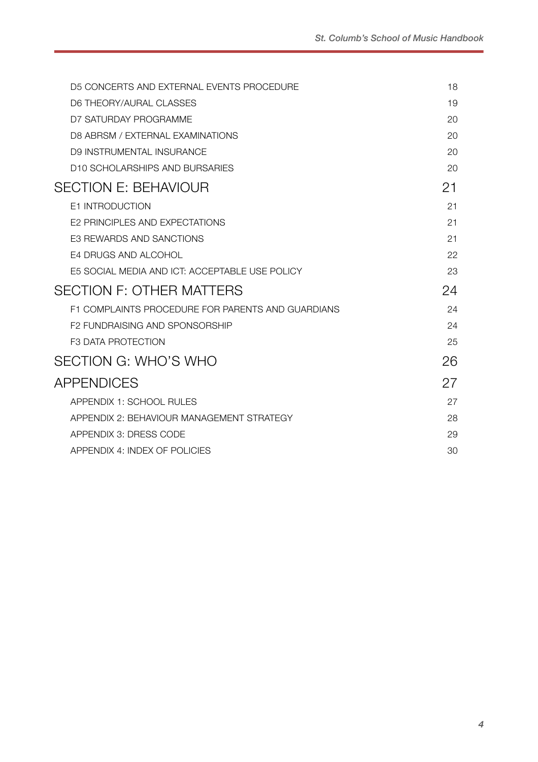| | |
|---|---|
| D5 CONCERTS AND EXTERNAL EVENTS PROCEDURE | 18 |
| D6 THEORY/AURAL CLASSES | 19 |
| D7 SATURDAY PROGRAMME | 20 |
| D8 ABRSM / EXTERNAL EXAMINATIONS | 20 |
| D9 INSTRUMENTAL INSURANCE | 20 |
| D10 SCHOLARSHIPS AND BURSARIES | 20 |
| **SECTION E: BEHAVIOUR** | **21** |
| E1 INTRODUCTION | 21 |
| E2 PRINCIPLES AND EXPECTATIONS | 21 |
| E3 REWARDS AND SANCTIONS | 21 |
| E4 DRUGS AND ALCOHOL | 22 |
| E5 SOCIAL MEDIA AND ICT: ACCEPTABLE USE POLICY | 23 |
| **SECTION F: OTHER MATTERS** | **24** |
| F1 COMPLAINTS PROCEDURE FOR PARENTS AND GUARDIANS | 24 |
| F2 FUNDRAISING AND SPONSORSHIP | 24 |
| F3 DATA PROTECTION | 25 |
| **SECTION G: WHO'S WHO** | **26** |
| **APPENDICES** | **27** |
| APPENDIX 1: SCHOOL RULES | 27 |
| APPENDIX 2: BEHAVIOUR MANAGEMENT STRATEGY | 28 |
| APPENDIX 3: DRESS CODE | 29 |
| APPENDIX 4: INDEX OF POLICIES | 30 |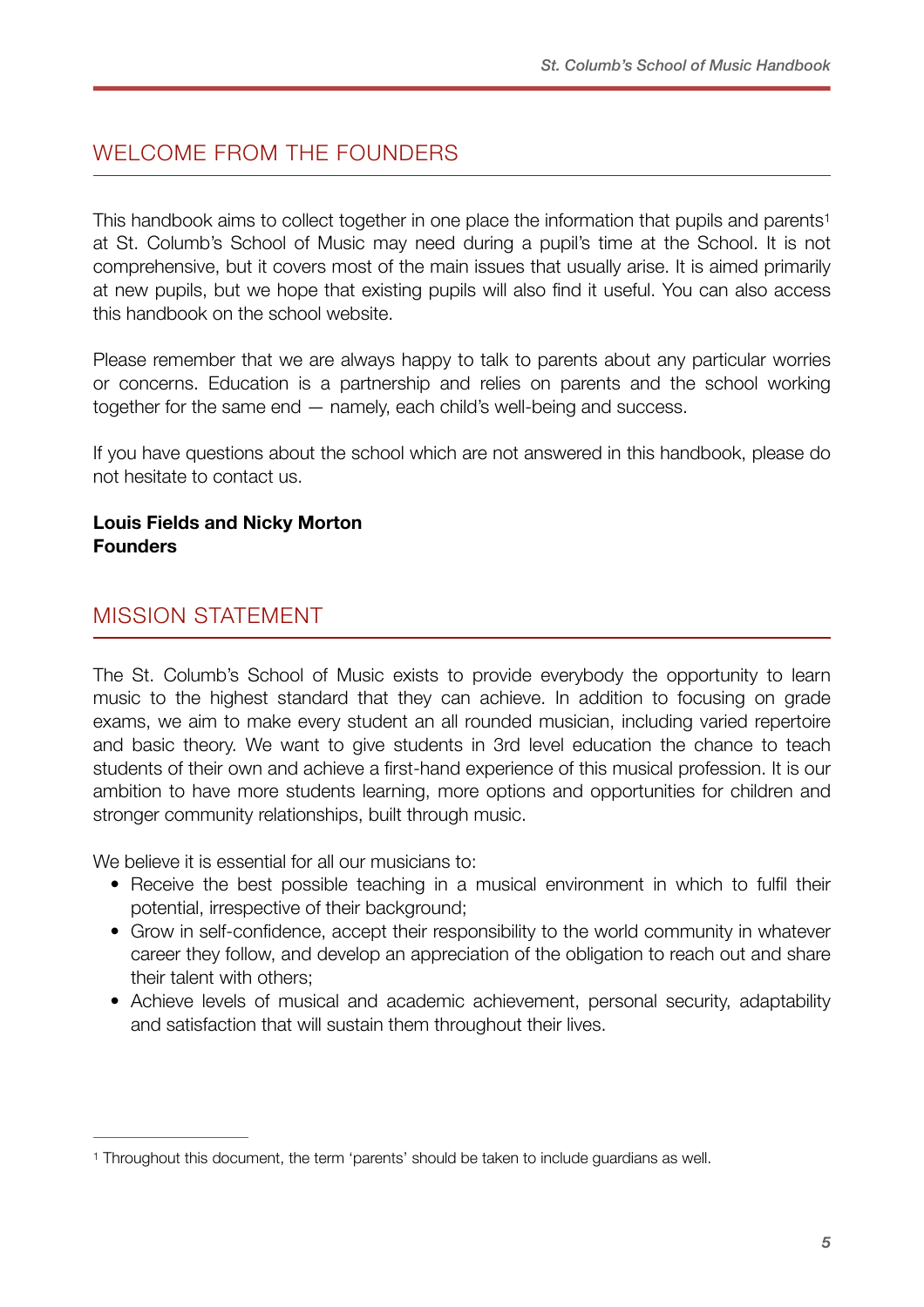## WELCOME FROM THE FOUNDERS

This handbook aims to collect together in one place the information that pupils and parents[1] at St. Columb's School of Music may need during a pupil's time at the School. It is not comprehensive, but it covers most of the main issues that usually arise. It is aimed primarily at new pupils, but we hope that existing pupils will also find it useful. You can also access this handbook on the school website.

Please remember that we are always happy to talk to parents about any particular worries or concerns. Education is a partnership and relies on parents and the school working together for the same end — namely, each child's well-being and success.

If you have questions about the school which are not answered in this handbook, please do not hesitate to contact us.

**Louis Fields and Nicky Morton**
**Founders**

## MISSION STATEMENT

The St. Columb's School of Music exists to provide everybody the opportunity to learn music to the highest standard that they can achieve. In addition to focusing on grade exams, we aim to make every student an all rounded musician, including varied repertoire and basic theory. We want to give students in 3rd level education the chance to teach students of their own and achieve a first-hand experience of this musical profession. It is our ambition to have more students learning, more options and opportunities for children and stronger community relationships, built through music.

We believe it is essential for all our musicians to:

- Receive the best possible teaching in a musical environment in which to fulfil their potential, irrespective of their background;
- Grow in self-confidence, accept their responsibility to the world community in whatever career they follow, and develop an appreciation of the obligation to reach out and share their talent with others;
- Achieve levels of musical and academic achievement, personal security, adaptability and satisfaction that will sustain them throughout their lives.

[1] Throughout this document, the term 'parents' should be taken to include guardians as well.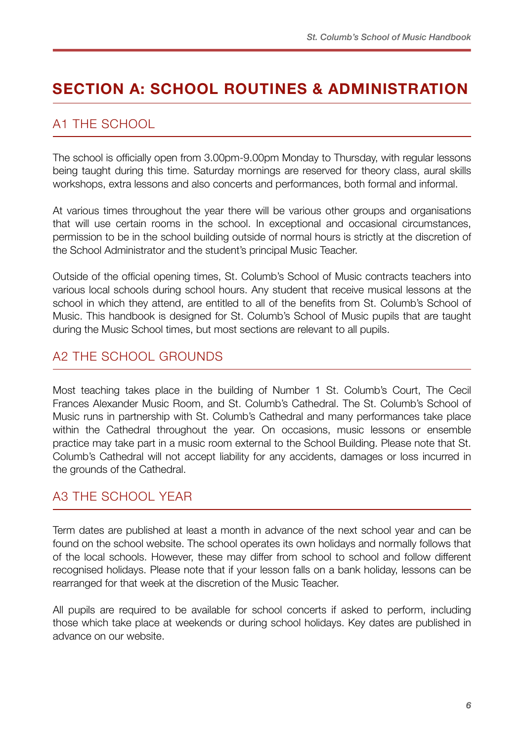# SECTION A: SCHOOL ROUTINES & ADMINISTRATION

## A1 THE SCHOOL

The school is officially open from 3.00pm-9.00pm Monday to Thursday, with regular lessons being taught during this time. Saturday mornings are reserved for theory class, aural skills workshops, extra lessons and also concerts and performances, both formal and informal.

At various times throughout the year there will be various other groups and organisations that will use certain rooms in the school. In exceptional and occasional circumstances, permission to be in the school building outside of normal hours is strictly at the discretion of the School Administrator and the student's principal Music Teacher.

Outside of the official opening times, St. Columb's School of Music contracts teachers into various local schools during school hours. Any student that receive musical lessons at the school in which they attend, are entitled to all of the benefits from St. Columb's School of Music. This handbook is designed for St. Columb's School of Music pupils that are taught during the Music School times, but most sections are relevant to all pupils.

## A2 THE SCHOOL GROUNDS

Most teaching takes place in the building of Number 1 St. Columb's Court, The Cecil Frances Alexander Music Room, and St. Columb's Cathedral. The St. Columb's School of Music runs in partnership with St. Columb's Cathedral and many performances take place within the Cathedral throughout the year. On occasions, music lessons or ensemble practice may take part in a music room external to the School Building. Please note that St. Columb's Cathedral will not accept liability for any accidents, damages or loss incurred in the grounds of the Cathedral.

## A3 THE SCHOOL YEAR

Term dates are published at least a month in advance of the next school year and can be found on the school website. The school operates its own holidays and normally follows that of the local schools. However, these may differ from school to school and follow different recognised holidays. Please note that if your lesson falls on a bank holiday, lessons can be rearranged for that week at the discretion of the Music Teacher.

All pupils are required to be available for school concerts if asked to perform, including those which take place at weekends or during school holidays. Key dates are published in advance on our website.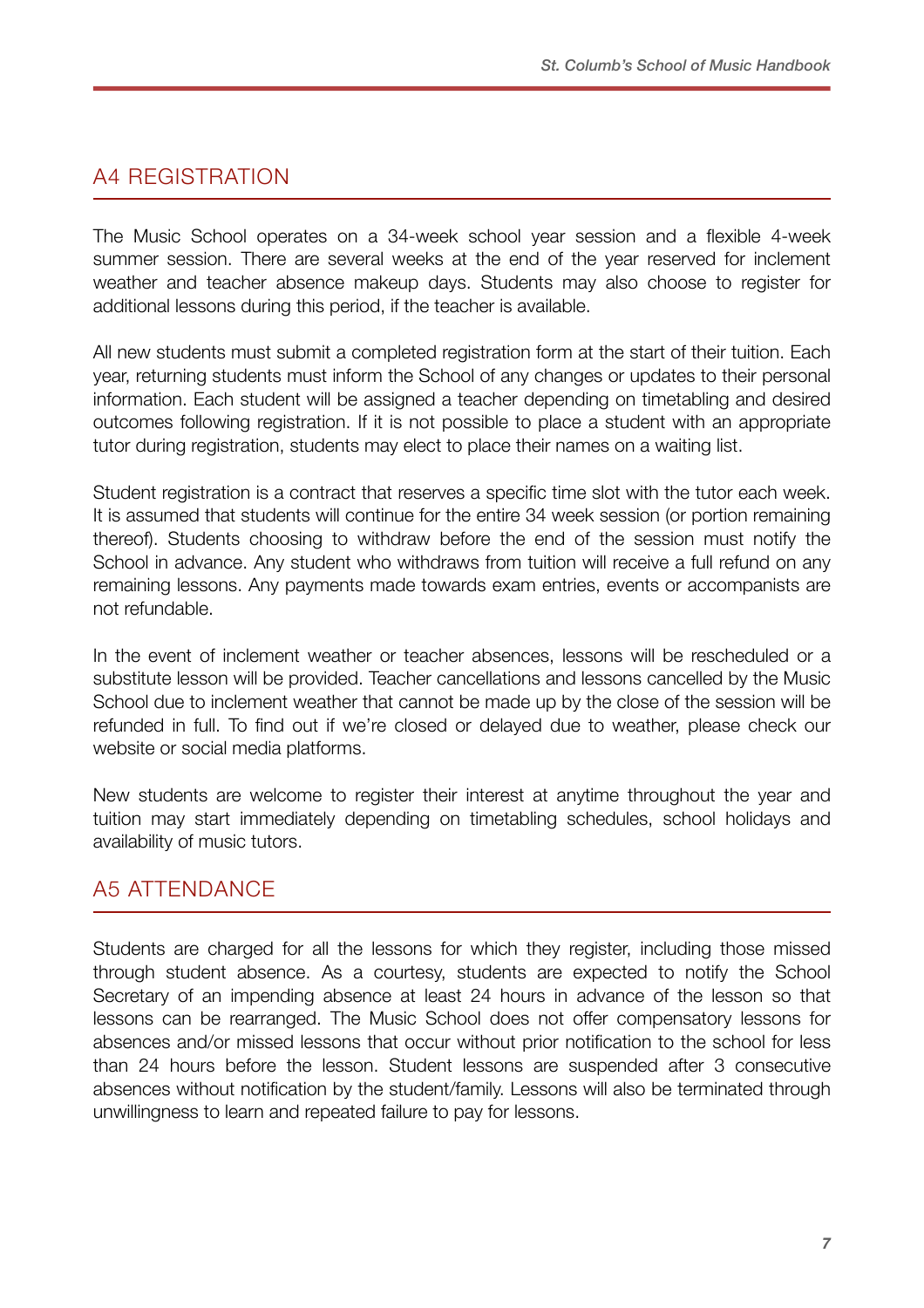## A4 REGISTRATION

The Music School operates on a 34-week school year session and a flexible 4-week summer session. There are several weeks at the end of the year reserved for inclement weather and teacher absence makeup days. Students may also choose to register for additional lessons during this period, if the teacher is available.

All new students must submit a completed registration form at the start of their tuition. Each year, returning students must inform the School of any changes or updates to their personal information. Each student will be assigned a teacher depending on timetabling and desired outcomes following registration. If it is not possible to place a student with an appropriate tutor during registration, students may elect to place their names on a waiting list.

Student registration is a contract that reserves a specific time slot with the tutor each week. It is assumed that students will continue for the entire 34 week session (or portion remaining thereof). Students choosing to withdraw before the end of the session must notify the School in advance. Any student who withdraws from tuition will receive a full refund on any remaining lessons. Any payments made towards exam entries, events or accompanists are not refundable.

In the event of inclement weather or teacher absences, lessons will be rescheduled or a substitute lesson will be provided. Teacher cancellations and lessons cancelled by the Music School due to inclement weather that cannot be made up by the close of the session will be refunded in full. To find out if we're closed or delayed due to weather, please check our website or social media platforms.

New students are welcome to register their interest at anytime throughout the year and tuition may start immediately depending on timetabling schedules, school holidays and availability of music tutors.

## A5 ATTENDANCE

Students are charged for all the lessons for which they register, including those missed through student absence. As a courtesy, students are expected to notify the School Secretary of an impending absence at least 24 hours in advance of the lesson so that lessons can be rearranged. The Music School does not offer compensatory lessons for absences and/or missed lessons that occur without prior notification to the school for less than 24 hours before the lesson. Student lessons are suspended after 3 consecutive absences without notification by the student/family. Lessons will also be terminated through unwillingness to learn and repeated failure to pay for lessons.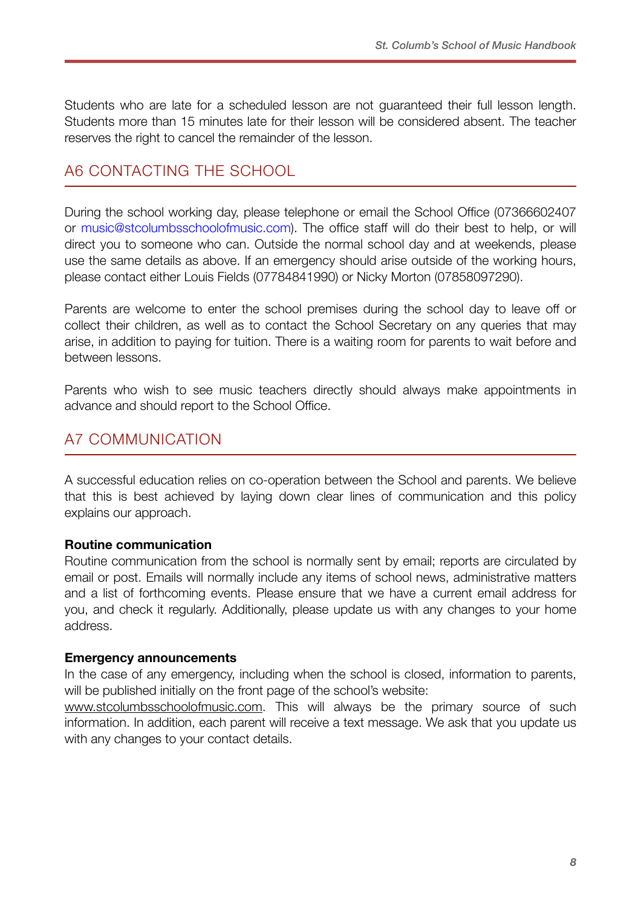Students who are late for a scheduled lesson are not guaranteed their full lesson length. Students more than 15 minutes late for their lesson will be considered absent. The teacher reserves the right to cancel the remainder of the lesson.

## A6 CONTACTING THE SCHOOL

During the school working day, please telephone or email the School Office (07366602407 or music@stcolumbsschoolofmusic.com). The office staff will do their best to help, or will direct you to someone who can. Outside the normal school day and at weekends, please use the same details as above. If an emergency should arise outside of the working hours, please contact either Louis Fields (07784841990) or Nicky Morton (07858097290).

Parents are welcome to enter the school premises during the school day to leave off or collect their children, as well as to contact the School Secretary on any queries that may arise, in addition to paying for tuition. There is a waiting room for parents to wait before and between lessons.

Parents who wish to see music teachers directly should always make appointments in advance and should report to the School Office.

## A7 COMMUNICATION

A successful education relies on co-operation between the School and parents. We believe that this is best achieved by laying down clear lines of communication and this policy explains our approach.

**Routine communication**
Routine communication from the school is normally sent by email; reports are circulated by email or post. Emails will normally include any items of school news, administrative matters and a list of forthcoming events. Please ensure that we have a current email address for you, and check it regularly. Additionally, please update us with any changes to your home address.

**Emergency announcements**
In the case of any emergency, including when the school is closed, information to parents, will be published initially on the front page of the school's website: www.stcolumbsschoolofmusic.com. This will always be the primary source of such information. In addition, each parent will receive a text message. We ask that you update us with any changes to your contact details.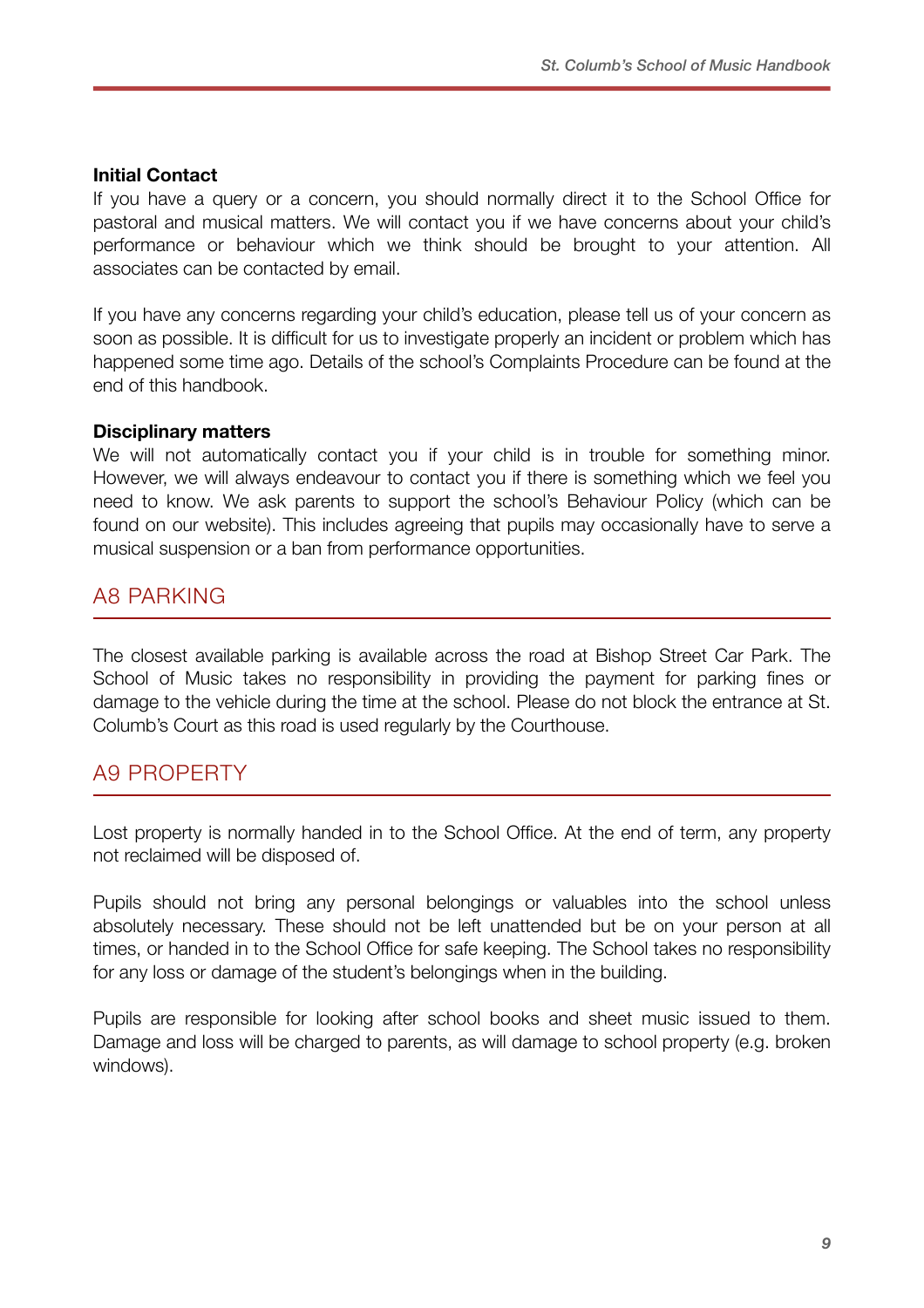**Initial Contact**

If you have a query or a concern, you should normally direct it to the School Office for pastoral and musical matters. We will contact you if we have concerns about your child's performance or behaviour which we think should be brought to your attention. All associates can be contacted by email.

If you have any concerns regarding your child's education, please tell us of your concern as soon as possible. It is difficult for us to investigate properly an incident or problem which has happened some time ago. Details of the school's Complaints Procedure can be found at the end of this handbook.

**Disciplinary matters**

We will not automatically contact you if your child is in trouble for something minor. However, we will always endeavour to contact you if there is something which we feel you need to know. We ask parents to support the school's Behaviour Policy (which can be found on our website). This includes agreeing that pupils may occasionally have to serve a musical suspension or a ban from performance opportunities.

## A8 PARKING

The closest available parking is available across the road at Bishop Street Car Park. The School of Music takes no responsibility in providing the payment for parking fines or damage to the vehicle during the time at the school. Please do not block the entrance at St. Columb's Court as this road is used regularly by the Courthouse.

## A9 PROPERTY

Lost property is normally handed in to the School Office. At the end of term, any property not reclaimed will be disposed of.

Pupils should not bring any personal belongings or valuables into the school unless absolutely necessary. These should not be left unattended but be on your person at all times, or handed in to the School Office for safe keeping. The School takes no responsibility for any loss or damage of the student's belongings when in the building.

Pupils are responsible for looking after school books and sheet music issued to them. Damage and loss will be charged to parents, as will damage to school property (e.g. broken windows).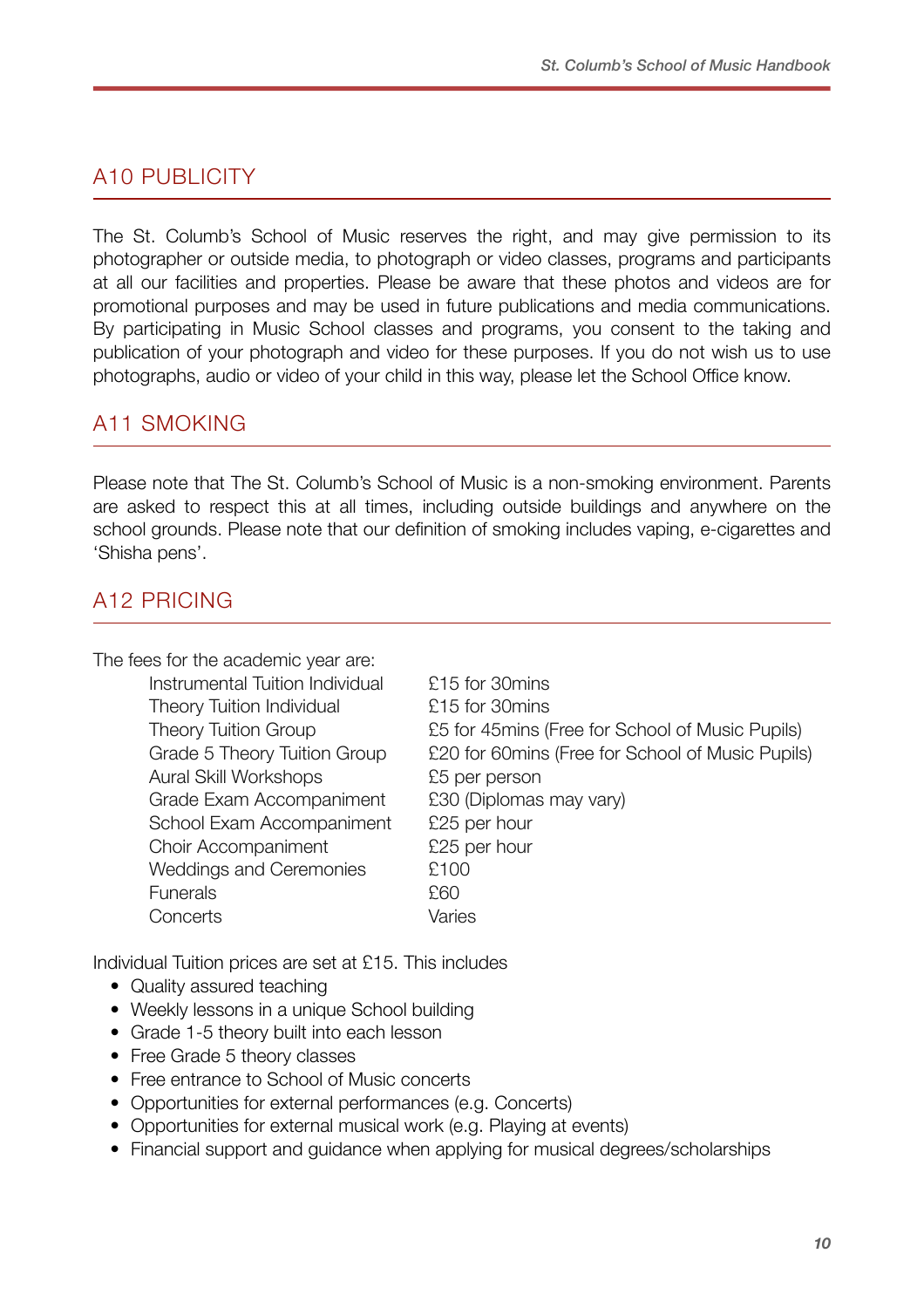## A10 PUBLICITY

The St. Columb's School of Music reserves the right, and may give permission to its photographer or outside media, to photograph or video classes, programs and participants at all our facilities and properties. Please be aware that these photos and videos are for promotional purposes and may be used in future publications and media communications. By participating in Music School classes and programs, you consent to the taking and publication of your photograph and video for these purposes. If you do not wish us to use photographs, audio or video of your child in this way, please let the School Office know.

## A11 SMOKING

Please note that The St. Columb's School of Music is a non-smoking environment. Parents are asked to respect this at all times, including outside buildings and anywhere on the school grounds. Please note that our definition of smoking includes vaping, e-cigarettes and 'Shisha pens'.

## A12 PRICING

The fees for the academic year are:

| | |
|---|---|
| Instrumental Tuition Individual | £15 for 30mins |
| Theory Tuition Individual | £15 for 30mins |
| Theory Tuition Group | £5 for 45mins (Free for School of Music Pupils) |
| Grade 5 Theory Tuition Group | £20 for 60mins (Free for School of Music Pupils) |
| Aural Skill Workshops | £5 per person |
| Grade Exam Accompaniment | £30 (Diplomas may vary) |
| School Exam Accompaniment | £25 per hour |
| Choir Accompaniment | £25 per hour |
| Weddings and Ceremonies | £100 |
| Funerals | £60 |
| Concerts | Varies |

Individual Tuition prices are set at £15. This includes

- Quality assured teaching
- Weekly lessons in a unique School building
- Grade 1-5 theory built into each lesson
- Free Grade 5 theory classes
- Free entrance to School of Music concerts
- Opportunities for external performances (e.g. Concerts)
- Opportunities for external musical work (e.g. Playing at events)
- Financial support and guidance when applying for musical degrees/scholarships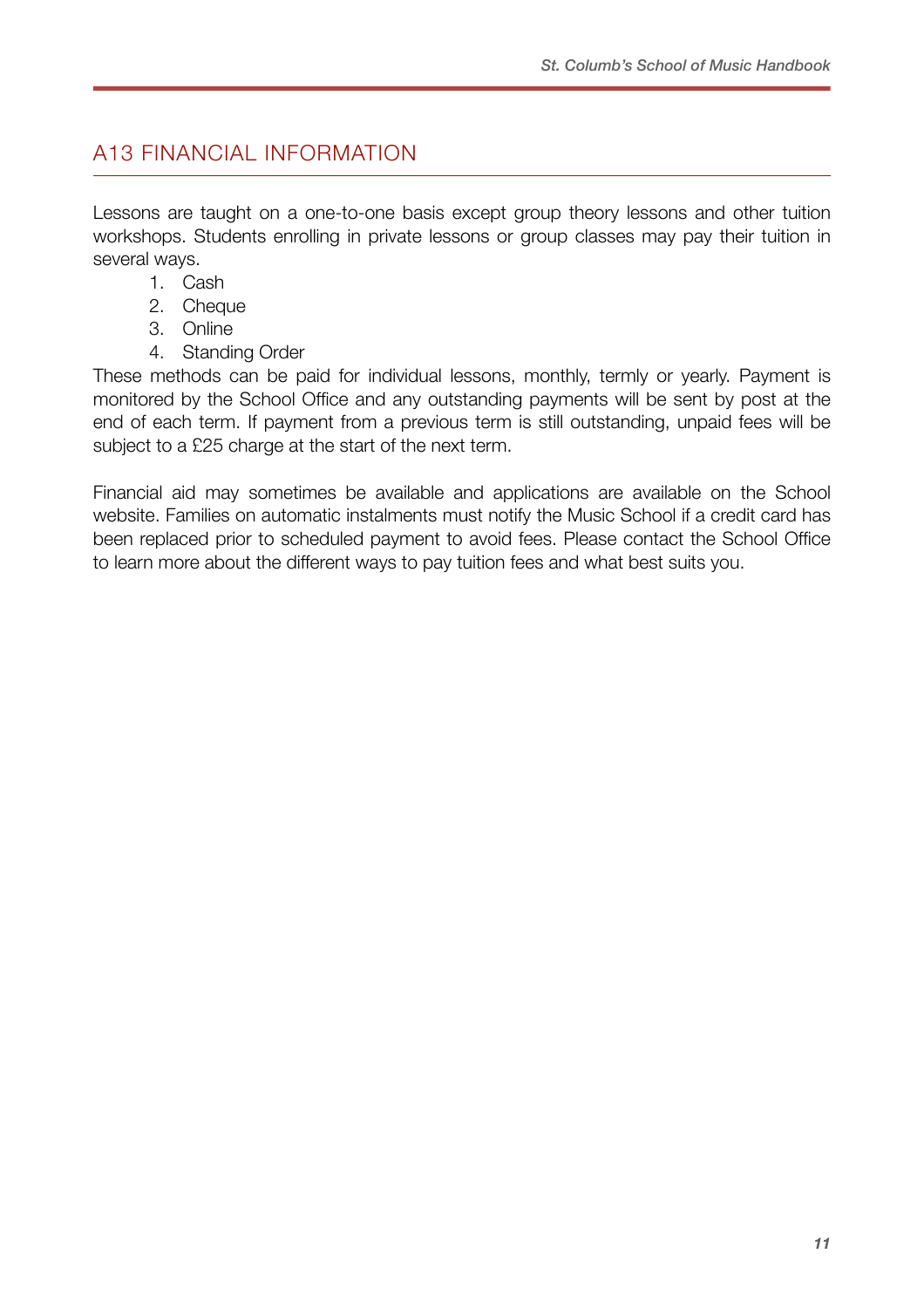## A13 FINANCIAL INFORMATION

Lessons are taught on a one-to-one basis except group theory lessons and other tuition workshops. Students enrolling in private lessons or group classes may pay their tuition in several ways.

1. Cash
2. Cheque
3. Online
4. Standing Order

These methods can be paid for individual lessons, monthly, termly or yearly. Payment is monitored by the School Office and any outstanding payments will be sent by post at the end of each term. If payment from a previous term is still outstanding, unpaid fees will be subject to a £25 charge at the start of the next term.

Financial aid may sometimes be available and applications are available on the School website. Families on automatic instalments must notify the Music School if a credit card has been replaced prior to scheduled payment to avoid fees. Please contact the School Office to learn more about the different ways to pay tuition fees and what best suits you.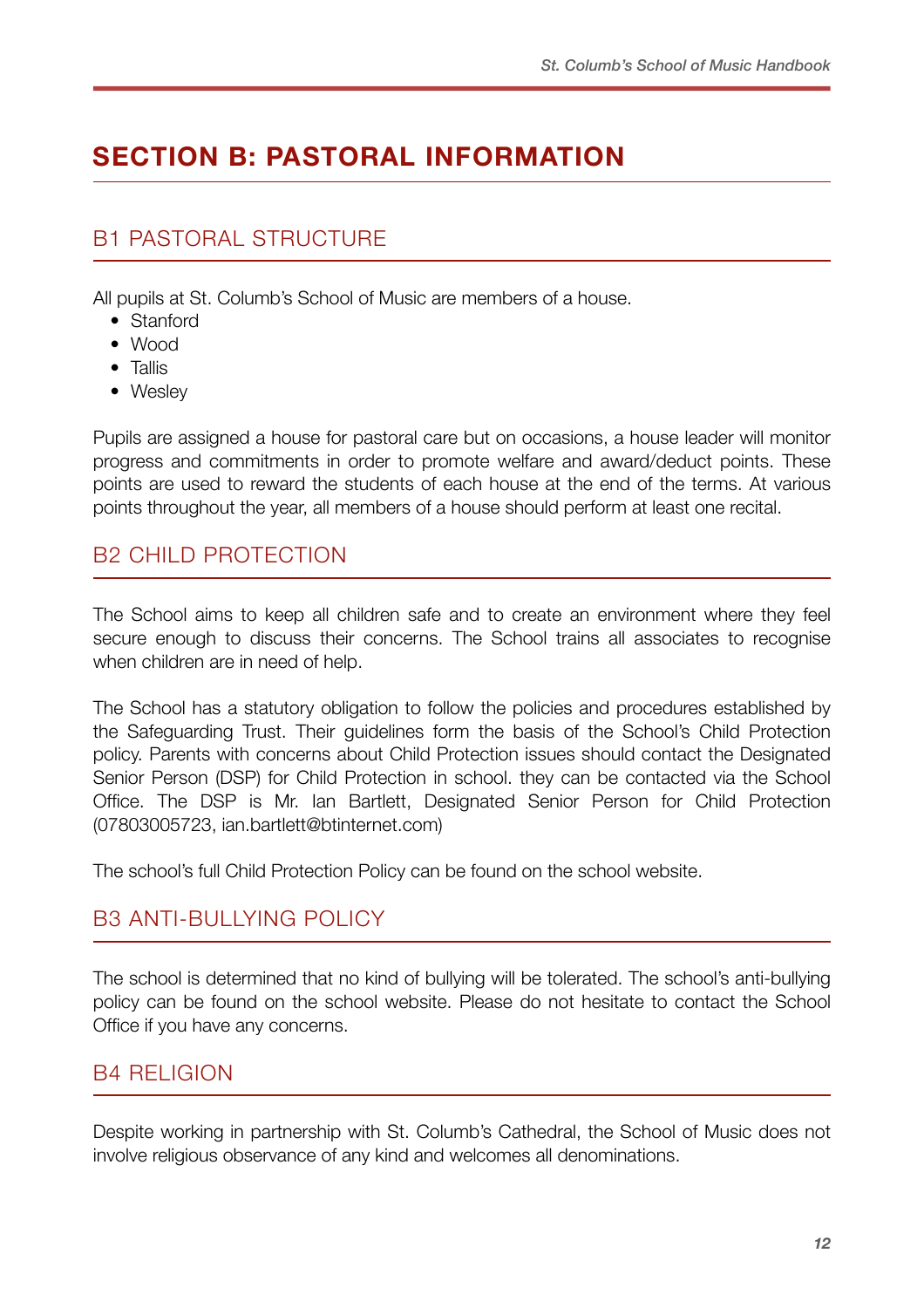# SECTION B: PASTORAL INFORMATION

## B1 PASTORAL STRUCTURE

All pupils at St. Columb's School of Music are members of a house.

- Stanford
- Wood
- Tallis
- Wesley

Pupils are assigned a house for pastoral care but on occasions, a house leader will monitor progress and commitments in order to promote welfare and award/deduct points. These points are used to reward the students of each house at the end of the terms. At various points throughout the year, all members of a house should perform at least one recital.

## B2 CHILD PROTECTION

The School aims to keep all children safe and to create an environment where they feel secure enough to discuss their concerns. The School trains all associates to recognise when children are in need of help.

The School has a statutory obligation to follow the policies and procedures established by the Safeguarding Trust. Their guidelines form the basis of the School's Child Protection policy. Parents with concerns about Child Protection issues should contact the Designated Senior Person (DSP) for Child Protection in school. they can be contacted via the School Office. The DSP is Mr. Ian Bartlett, Designated Senior Person for Child Protection (07803005723, ian.bartlett@btinternet.com)

The school's full Child Protection Policy can be found on the school website.

## B3 ANTI-BULLYING POLICY

The school is determined that no kind of bullying will be tolerated. The school's anti-bullying policy can be found on the school website. Please do not hesitate to contact the School Office if you have any concerns.

## B4 RELIGION

Despite working in partnership with St. Columb's Cathedral, the School of Music does not involve religious observance of any kind and welcomes all denominations.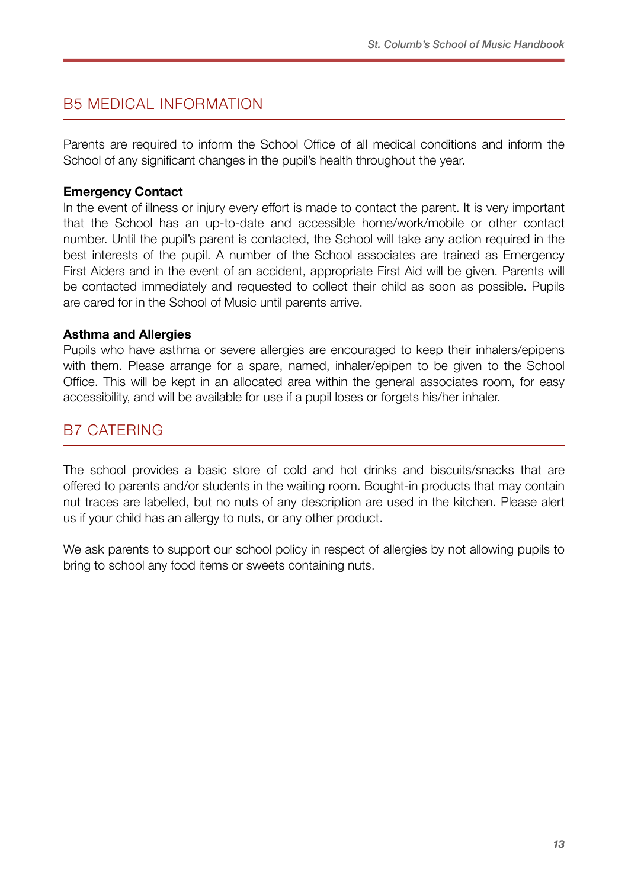## B5 MEDICAL INFORMATION

Parents are required to inform the School Office of all medical conditions and inform the School of any significant changes in the pupil's health throughout the year.

**Emergency Contact**
In the event of illness or injury every effort is made to contact the parent. It is very important that the School has an up-to-date and accessible home/work/mobile or other contact number. Until the pupil's parent is contacted, the School will take any action required in the best interests of the pupil. A number of the School associates are trained as Emergency First Aiders and in the event of an accident, appropriate First Aid will be given. Parents will be contacted immediately and requested to collect their child as soon as possible. Pupils are cared for in the School of Music until parents arrive.

**Asthma and Allergies**
Pupils who have asthma or severe allergies are encouraged to keep their inhalers/epipens with them. Please arrange for a spare, named, inhaler/epipen to be given to the School Office. This will be kept in an allocated area within the general associates room, for easy accessibility, and will be available for use if a pupil loses or forgets his/her inhaler.

## B7 CATERING

The school provides a basic store of cold and hot drinks and biscuits/snacks that are offered to parents and/or students in the waiting room. Bought-in products that may contain nut traces are labelled, but no nuts of any description are used in the kitchen. Please alert us if your child has an allergy to nuts, or any other product.

<u>We ask parents to support our school policy in respect of allergies by not allowing pupils to bring to school any food items or sweets containing nuts.</u>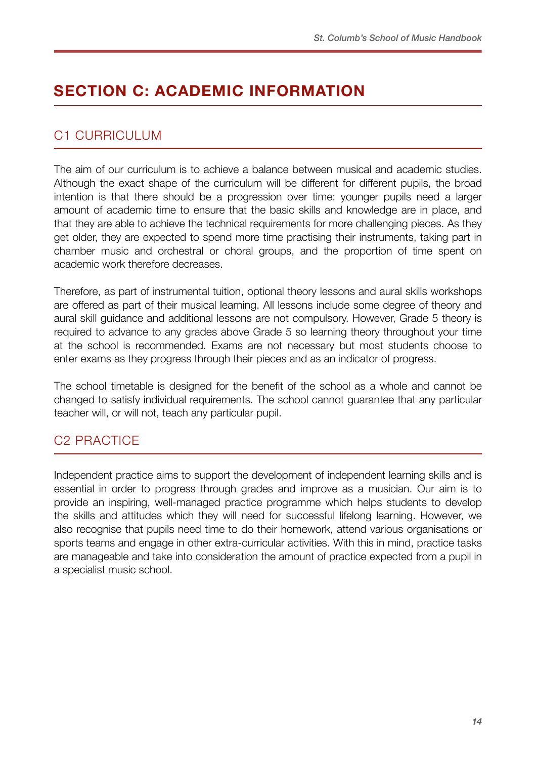# SECTION C: ACADEMIC INFORMATION

## C1 CURRICULUM

The aim of our curriculum is to achieve a balance between musical and academic studies. Although the exact shape of the curriculum will be different for different pupils, the broad intention is that there should be a progression over time: younger pupils need a larger amount of academic time to ensure that the basic skills and knowledge are in place, and that they are able to achieve the technical requirements for more challenging pieces. As they get older, they are expected to spend more time practising their instruments, taking part in chamber music and orchestral or choral groups, and the proportion of time spent on academic work therefore decreases.

Therefore, as part of instrumental tuition, optional theory lessons and aural skills workshops are offered as part of their musical learning. All lessons include some degree of theory and aural skill guidance and additional lessons are not compulsory. However, Grade 5 theory is required to advance to any grades above Grade 5 so learning theory throughout your time at the school is recommended. Exams are not necessary but most students choose to enter exams as they progress through their pieces and as an indicator of progress.

The school timetable is designed for the benefit of the school as a whole and cannot be changed to satisfy individual requirements. The school cannot guarantee that any particular teacher will, or will not, teach any particular pupil.

## C2 PRACTICE

Independent practice aims to support the development of independent learning skills and is essential in order to progress through grades and improve as a musician. Our aim is to provide an inspiring, well-managed practice programme which helps students to develop the skills and attitudes which they will need for successful lifelong learning. However, we also recognise that pupils need time to do their homework, attend various organisations or sports teams and engage in other extra-curricular activities. With this in mind, practice tasks are manageable and take into consideration the amount of practice expected from a pupil in a specialist music school.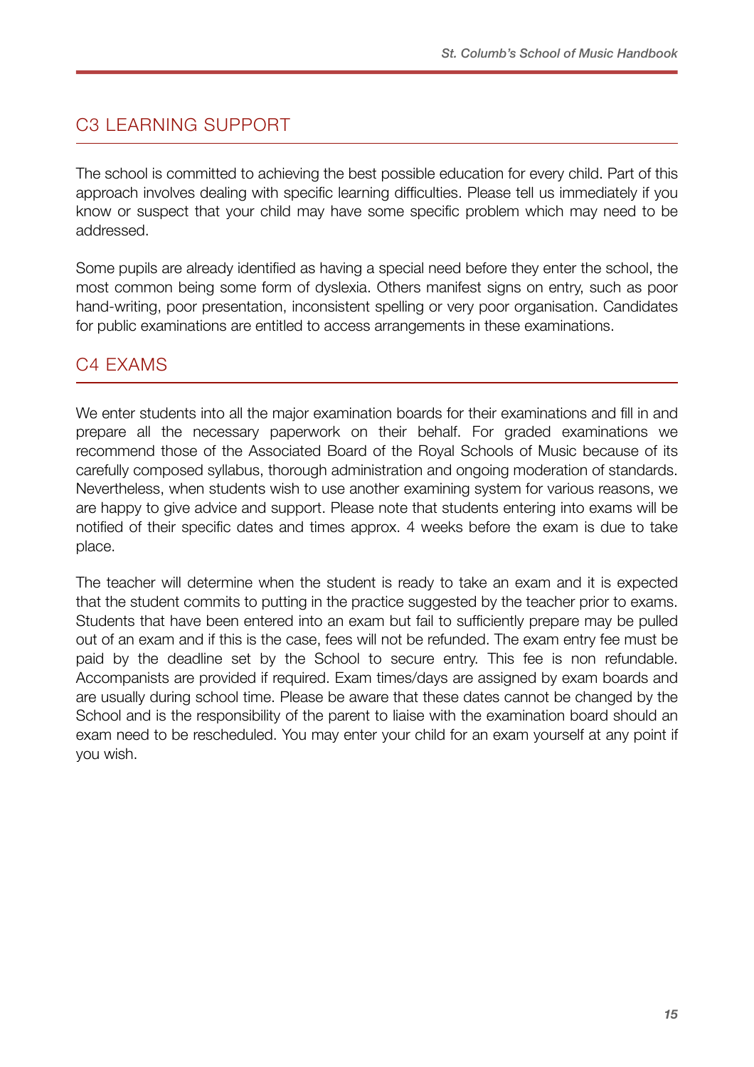## C3 LEARNING SUPPORT

The school is committed to achieving the best possible education for every child. Part of this approach involves dealing with specific learning difficulties. Please tell us immediately if you know or suspect that your child may have some specific problem which may need to be addressed.

Some pupils are already identified as having a special need before they enter the school, the most common being some form of dyslexia. Others manifest signs on entry, such as poor hand-writing, poor presentation, inconsistent spelling or very poor organisation. Candidates for public examinations are entitled to access arrangements in these examinations.

## C4 EXAMS

We enter students into all the major examination boards for their examinations and fill in and prepare all the necessary paperwork on their behalf. For graded examinations we recommend those of the Associated Board of the Royal Schools of Music because of its carefully composed syllabus, thorough administration and ongoing moderation of standards. Nevertheless, when students wish to use another examining system for various reasons, we are happy to give advice and support. Please note that students entering into exams will be notified of their specific dates and times approx. 4 weeks before the exam is due to take place.

The teacher will determine when the student is ready to take an exam and it is expected that the student commits to putting in the practice suggested by the teacher prior to exams. Students that have been entered into an exam but fail to sufficiently prepare may be pulled out of an exam and if this is the case, fees will not be refunded. The exam entry fee must be paid by the deadline set by the School to secure entry. This fee is non refundable. Accompanists are provided if required. Exam times/days are assigned by exam boards and are usually during school time. Please be aware that these dates cannot be changed by the School and is the responsibility of the parent to liaise with the examination board should an exam need to be rescheduled. You may enter your child for an exam yourself at any point if you wish.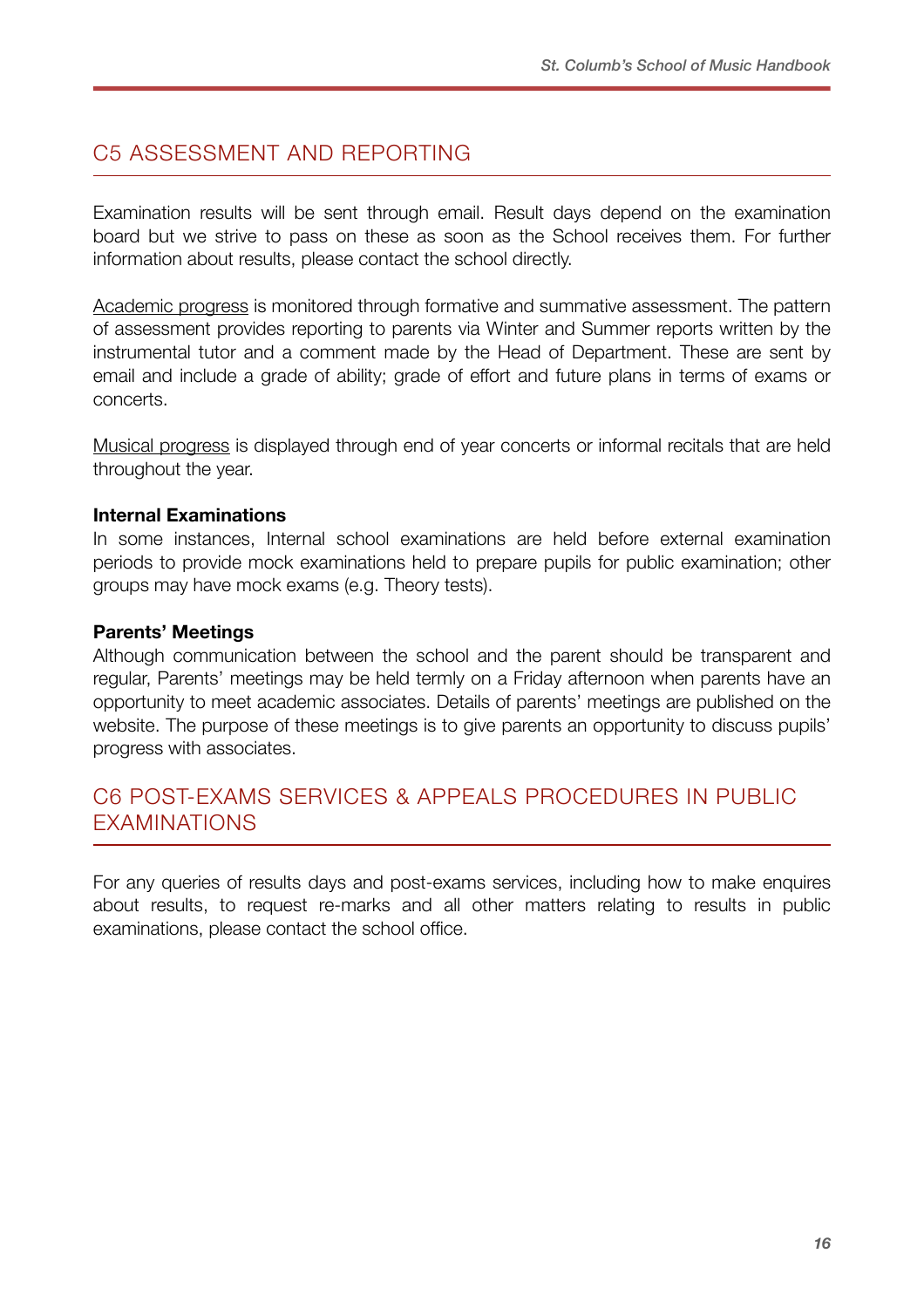## C5 ASSESSMENT AND REPORTING

Examination results will be sent through email. Result days depend on the examination board but we strive to pass on these as soon as the School receives them. For further information about results, please contact the school directly.

Academic progress is monitored through formative and summative assessment. The pattern of assessment provides reporting to parents via Winter and Summer reports written by the instrumental tutor and a comment made by the Head of Department. These are sent by email and include a grade of ability; grade of effort and future plans in terms of exams or concerts.

Musical progress is displayed through end of year concerts or informal recitals that are held throughout the year.

**Internal Examinations**
In some instances, Internal school examinations are held before external examination periods to provide mock examinations held to prepare pupils for public examination; other groups may have mock exams (e.g. Theory tests).

**Parents' Meetings**
Although communication between the school and the parent should be transparent and regular, Parents' meetings may be held termly on a Friday afternoon when parents have an opportunity to meet academic associates. Details of parents' meetings are published on the website. The purpose of these meetings is to give parents an opportunity to discuss pupils' progress with associates.

## C6 POST-EXAMS SERVICES & APPEALS PROCEDURES IN PUBLIC EXAMINATIONS

For any queries of results days and post-exams services, including how to make enquires about results, to request re-marks and all other matters relating to results in public examinations, please contact the school office.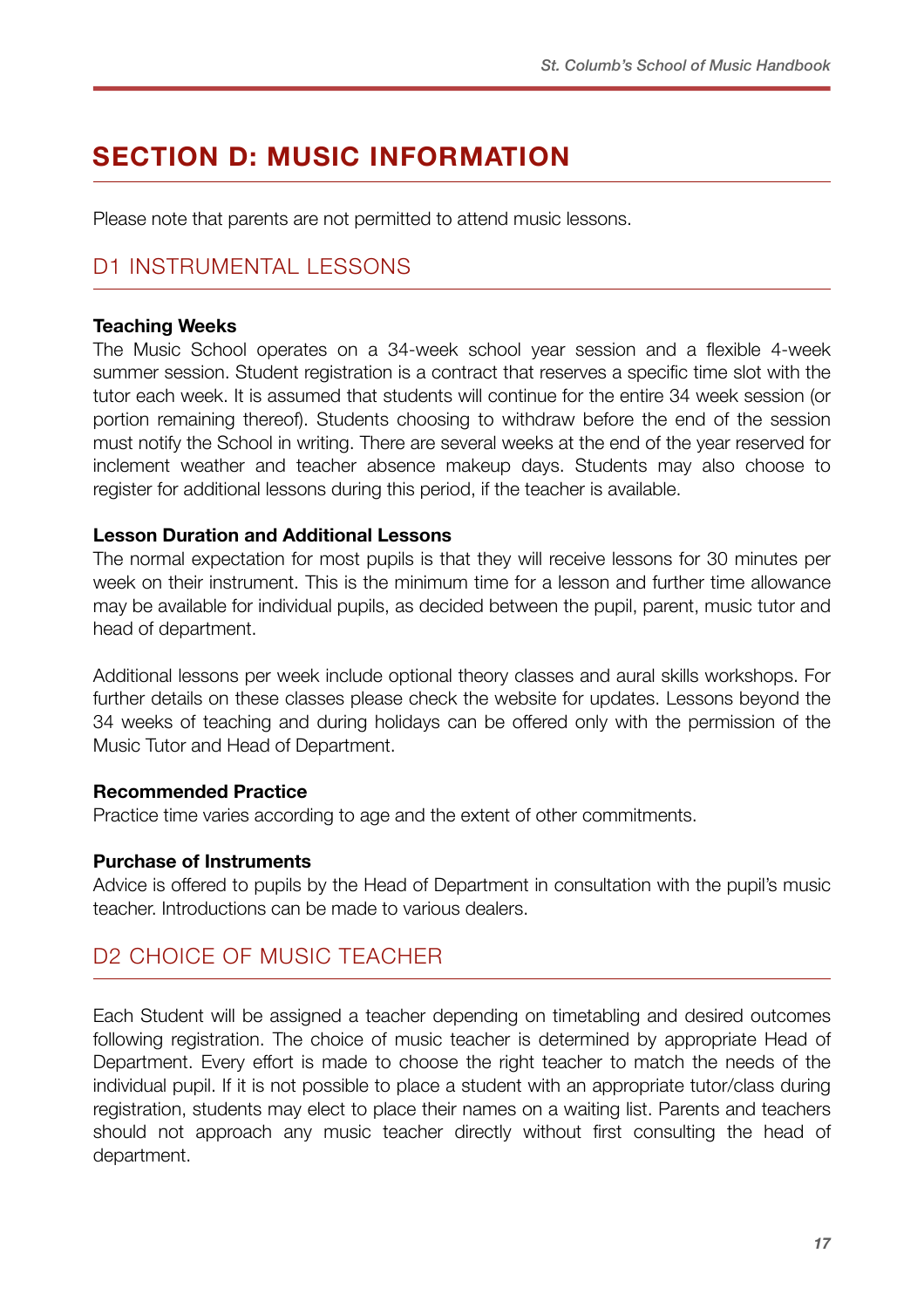# SECTION D: MUSIC INFORMATION

Please note that parents are not permitted to attend music lessons.

## D1 INSTRUMENTAL LESSONS

**Teaching Weeks**

The Music School operates on a 34-week school year session and a flexible 4-week summer session. Student registration is a contract that reserves a specific time slot with the tutor each week. It is assumed that students will continue for the entire 34 week session (or portion remaining thereof). Students choosing to withdraw before the end of the session must notify the School in writing. There are several weeks at the end of the year reserved for inclement weather and teacher absence makeup days. Students may also choose to register for additional lessons during this period, if the teacher is available.

**Lesson Duration and Additional Lessons**

The normal expectation for most pupils is that they will receive lessons for 30 minutes per week on their instrument. This is the minimum time for a lesson and further time allowance may be available for individual pupils, as decided between the pupil, parent, music tutor and head of department.

Additional lessons per week include optional theory classes and aural skills workshops. For further details on these classes please check the website for updates. Lessons beyond the 34 weeks of teaching and during holidays can be offered only with the permission of the Music Tutor and Head of Department.

**Recommended Practice**

Practice time varies according to age and the extent of other commitments.

**Purchase of Instruments**

Advice is offered to pupils by the Head of Department in consultation with the pupil's music teacher. Introductions can be made to various dealers.

## D2 CHOICE OF MUSIC TEACHER

Each Student will be assigned a teacher depending on timetabling and desired outcomes following registration. The choice of music teacher is determined by appropriate Head of Department. Every effort is made to choose the right teacher to match the needs of the individual pupil. If it is not possible to place a student with an appropriate tutor/class during registration, students may elect to place their names on a waiting list. Parents and teachers should not approach any music teacher directly without first consulting the head of department.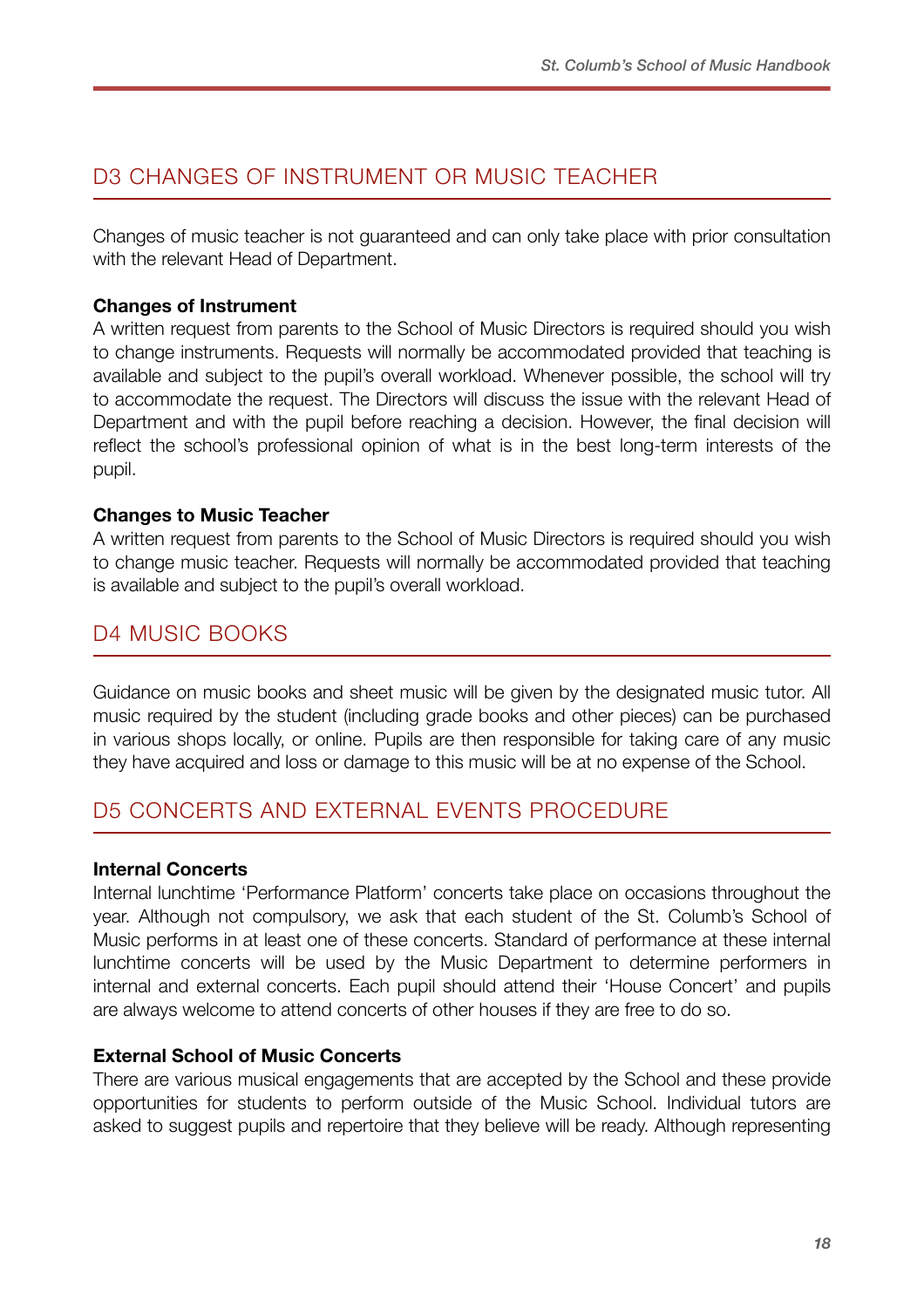## D3 CHANGES OF INSTRUMENT OR MUSIC TEACHER

Changes of music teacher is not guaranteed and can only take place with prior consultation with the relevant Head of Department.

**Changes of Instrument**
A written request from parents to the School of Music Directors is required should you wish to change instruments. Requests will normally be accommodated provided that teaching is available and subject to the pupil's overall workload. Whenever possible, the school will try to accommodate the request. The Directors will discuss the issue with the relevant Head of Department and with the pupil before reaching a decision. However, the final decision will reflect the school's professional opinion of what is in the best long-term interests of the pupil.

**Changes to Music Teacher**
A written request from parents to the School of Music Directors is required should you wish to change music teacher. Requests will normally be accommodated provided that teaching is available and subject to the pupil's overall workload.

## D4 MUSIC BOOKS

Guidance on music books and sheet music will be given by the designated music tutor. All music required by the student (including grade books and other pieces) can be purchased in various shops locally, or online. Pupils are then responsible for taking care of any music they have acquired and loss or damage to this music will be at no expense of the School.

## D5 CONCERTS AND EXTERNAL EVENTS PROCEDURE

**Internal Concerts**
Internal lunchtime 'Performance Platform' concerts take place on occasions throughout the year. Although not compulsory, we ask that each student of the St. Columb's School of Music performs in at least one of these concerts. Standard of performance at these internal lunchtime concerts will be used by the Music Department to determine performers in internal and external concerts. Each pupil should attend their 'House Concert' and pupils are always welcome to attend concerts of other houses if they are free to do so.

**External School of Music Concerts**
There are various musical engagements that are accepted by the School and these provide opportunities for students to perform outside of the Music School. Individual tutors are asked to suggest pupils and repertoire that they believe will be ready. Although representing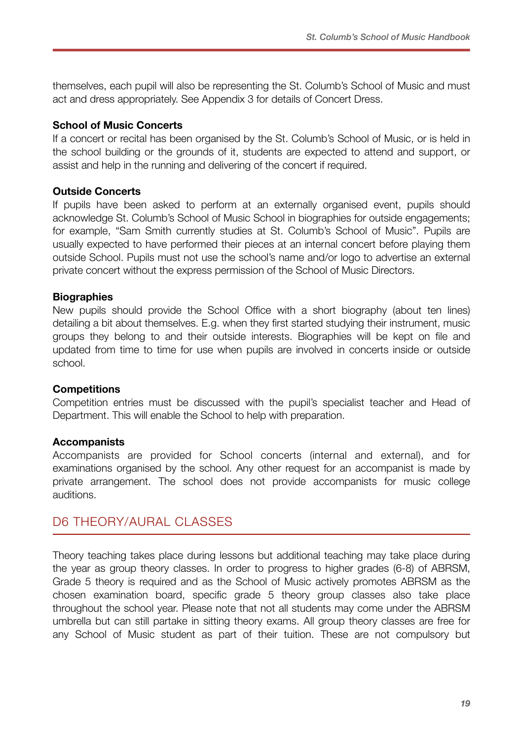themselves, each pupil will also be representing the St. Columb's School of Music and must act and dress appropriately. See Appendix 3 for details of Concert Dress.

**School of Music Concerts**

If a concert or recital has been organised by the St. Columb's School of Music, or is held in the school building or the grounds of it, students are expected to attend and support, or assist and help in the running and delivering of the concert if required.

**Outside Concerts**

If pupils have been asked to perform at an externally organised event, pupils should acknowledge St. Columb's School of Music School in biographies for outside engagements; for example, "Sam Smith currently studies at St. Columb's School of Music". Pupils are usually expected to have performed their pieces at an internal concert before playing them outside School. Pupils must not use the school's name and/or logo to advertise an external private concert without the express permission of the School of Music Directors.

**Biographies**

New pupils should provide the School Office with a short biography (about ten lines) detailing a bit about themselves. E.g. when they first started studying their instrument, music groups they belong to and their outside interests. Biographies will be kept on file and updated from time to time for use when pupils are involved in concerts inside or outside school.

**Competitions**

Competition entries must be discussed with the pupil's specialist teacher and Head of Department. This will enable the School to help with preparation.

**Accompanists**

Accompanists are provided for School concerts (internal and external), and for examinations organised by the school. Any other request for an accompanist is made by private arrangement. The school does not provide accompanists for music college auditions.

## D6 THEORY/AURAL CLASSES

Theory teaching takes place during lessons but additional teaching may take place during the year as group theory classes. In order to progress to higher grades (6-8) of ABRSM, Grade 5 theory is required and as the School of Music actively promotes ABRSM as the chosen examination board, specific grade 5 theory group classes also take place throughout the school year. Please note that not all students may come under the ABRSM umbrella but can still partake in sitting theory exams. All group theory classes are free for any School of Music student as part of their tuition. These are not compulsory but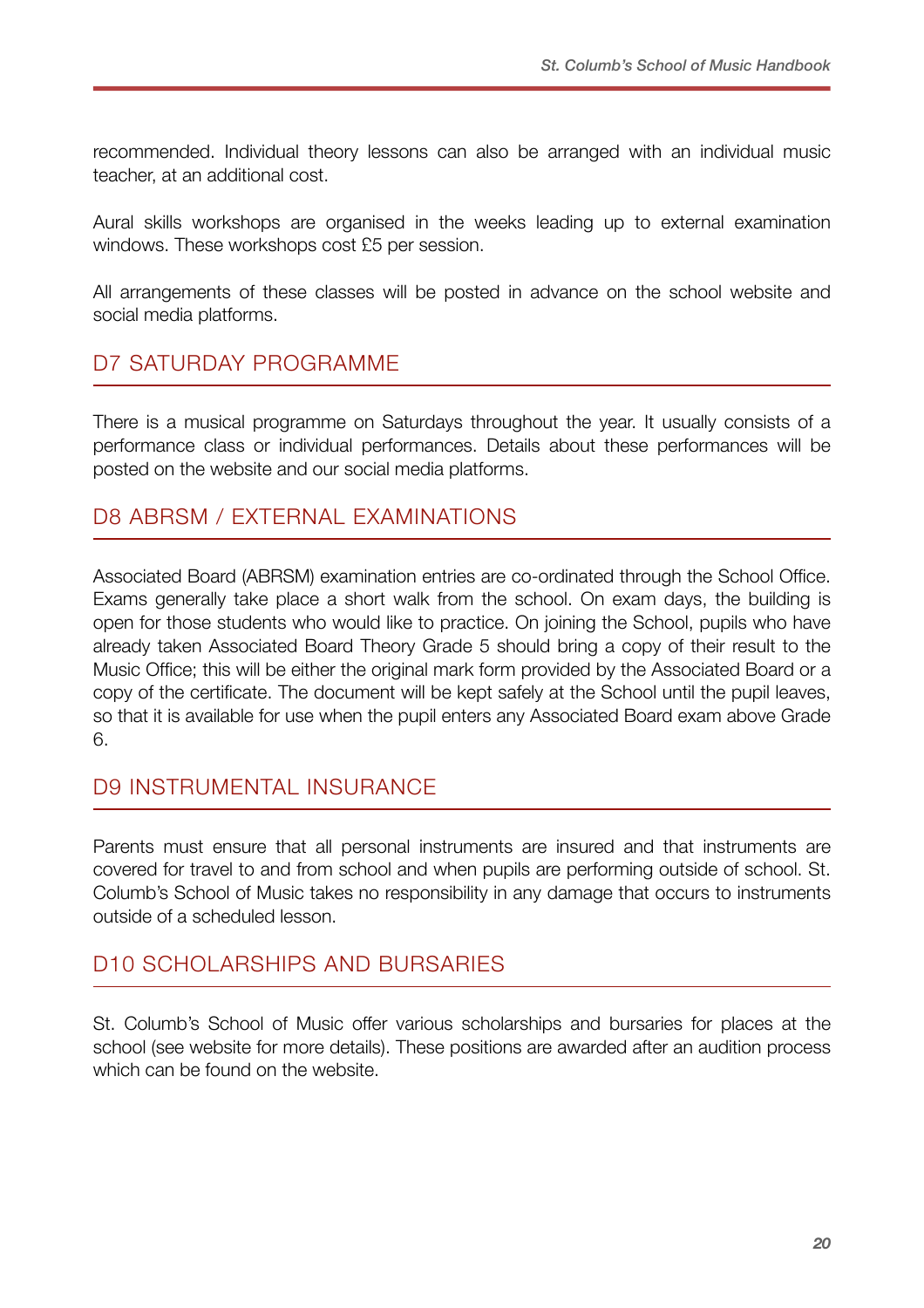recommended. Individual theory lessons can also be arranged with an individual music teacher, at an additional cost.

Aural skills workshops are organised in the weeks leading up to external examination windows. These workshops cost £5 per session.

All arrangements of these classes will be posted in advance on the school website and social media platforms.

## D7 SATURDAY PROGRAMME

There is a musical programme on Saturdays throughout the year. It usually consists of a performance class or individual performances. Details about these performances will be posted on the website and our social media platforms.

## D8 ABRSM / EXTERNAL EXAMINATIONS

Associated Board (ABRSM) examination entries are co-ordinated through the School Office. Exams generally take place a short walk from the school. On exam days, the building is open for those students who would like to practice. On joining the School, pupils who have already taken Associated Board Theory Grade 5 should bring a copy of their result to the Music Office; this will be either the original mark form provided by the Associated Board or a copy of the certificate. The document will be kept safely at the School until the pupil leaves, so that it is available for use when the pupil enters any Associated Board exam above Grade 6.

## D9 INSTRUMENTAL INSURANCE

Parents must ensure that all personal instruments are insured and that instruments are covered for travel to and from school and when pupils are performing outside of school. St. Columb's School of Music takes no responsibility in any damage that occurs to instruments outside of a scheduled lesson.

## D10 SCHOLARSHIPS AND BURSARIES

St. Columb's School of Music offer various scholarships and bursaries for places at the school (see website for more details). These positions are awarded after an audition process which can be found on the website.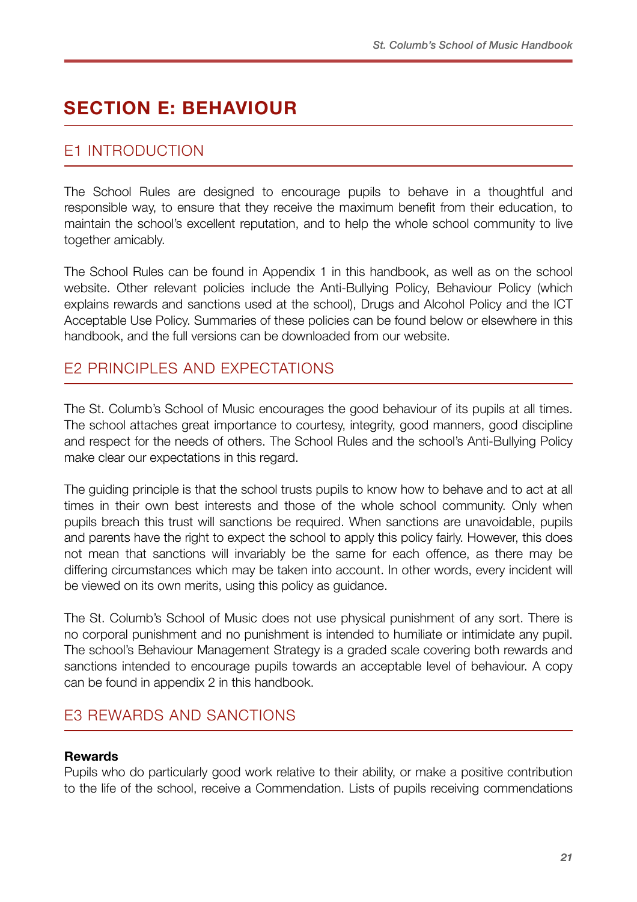# SECTION E: BEHAVIOUR

## E1 INTRODUCTION

The School Rules are designed to encourage pupils to behave in a thoughtful and responsible way, to ensure that they receive the maximum benefit from their education, to maintain the school's excellent reputation, and to help the whole school community to live together amicably.

The School Rules can be found in Appendix 1 in this handbook, as well as on the school website. Other relevant policies include the Anti-Bullying Policy, Behaviour Policy (which explains rewards and sanctions used at the school), Drugs and Alcohol Policy and the ICT Acceptable Use Policy. Summaries of these policies can be found below or elsewhere in this handbook, and the full versions can be downloaded from our website.

## E2 PRINCIPLES AND EXPECTATIONS

The St. Columb's School of Music encourages the good behaviour of its pupils at all times. The school attaches great importance to courtesy, integrity, good manners, good discipline and respect for the needs of others. The School Rules and the school's Anti-Bullying Policy make clear our expectations in this regard.

The guiding principle is that the school trusts pupils to know how to behave and to act at all times in their own best interests and those of the whole school community. Only when pupils breach this trust will sanctions be required. When sanctions are unavoidable, pupils and parents have the right to expect the school to apply this policy fairly. However, this does not mean that sanctions will invariably be the same for each offence, as there may be differing circumstances which may be taken into account. In other words, every incident will be viewed on its own merits, using this policy as guidance.

The St. Columb's School of Music does not use physical punishment of any sort. There is no corporal punishment and no punishment is intended to humiliate or intimidate any pupil. The school's Behaviour Management Strategy is a graded scale covering both rewards and sanctions intended to encourage pupils towards an acceptable level of behaviour. A copy can be found in appendix 2 in this handbook.

## E3 REWARDS AND SANCTIONS

**Rewards**
Pupils who do particularly good work relative to their ability, or make a positive contribution to the life of the school, receive a Commendation. Lists of pupils receiving commendations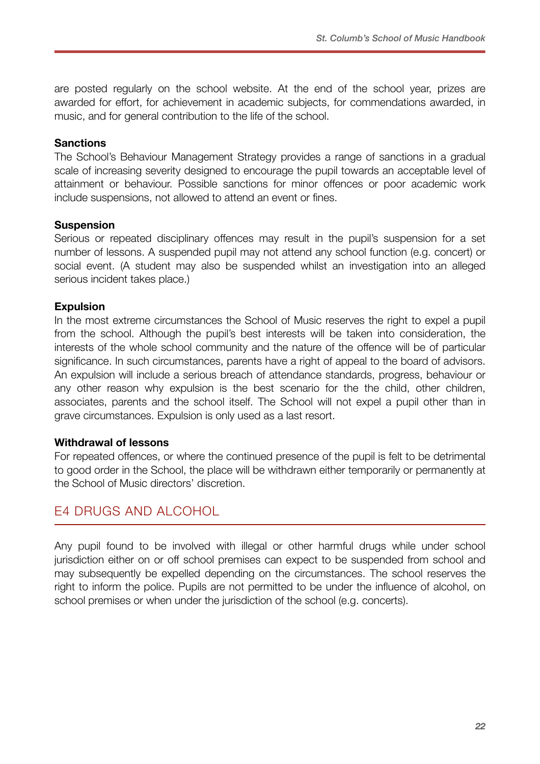are posted regularly on the school website. At the end of the school year, prizes are awarded for effort, for achievement in academic subjects, for commendations awarded, in music, and for general contribution to the life of the school.

**Sanctions**

The School's Behaviour Management Strategy provides a range of sanctions in a gradual scale of increasing severity designed to encourage the pupil towards an acceptable level of attainment or behaviour. Possible sanctions for minor offences or poor academic work include suspensions, not allowed to attend an event or fines.

**Suspension**

Serious or repeated disciplinary offences may result in the pupil's suspension for a set number of lessons. A suspended pupil may not attend any school function (e.g. concert) or social event. (A student may also be suspended whilst an investigation into an alleged serious incident takes place.)

**Expulsion**

In the most extreme circumstances the School of Music reserves the right to expel a pupil from the school. Although the pupil's best interests will be taken into consideration, the interests of the whole school community and the nature of the offence will be of particular significance. In such circumstances, parents have a right of appeal to the board of advisors. An expulsion will include a serious breach of attendance standards, progress, behaviour or any other reason why expulsion is the best scenario for the the child, other children, associates, parents and the school itself. The School will not expel a pupil other than in grave circumstances. Expulsion is only used as a last resort.

**Withdrawal of lessons**

For repeated offences, or where the continued presence of the pupil is felt to be detrimental to good order in the School, the place will be withdrawn either temporarily or permanently at the School of Music directors' discretion.

## E4 DRUGS AND ALCOHOL

Any pupil found to be involved with illegal or other harmful drugs while under school jurisdiction either on or off school premises can expect to be suspended from school and may subsequently be expelled depending on the circumstances. The school reserves the right to inform the police. Pupils are not permitted to be under the influence of alcohol, on school premises or when under the jurisdiction of the school (e.g. concerts).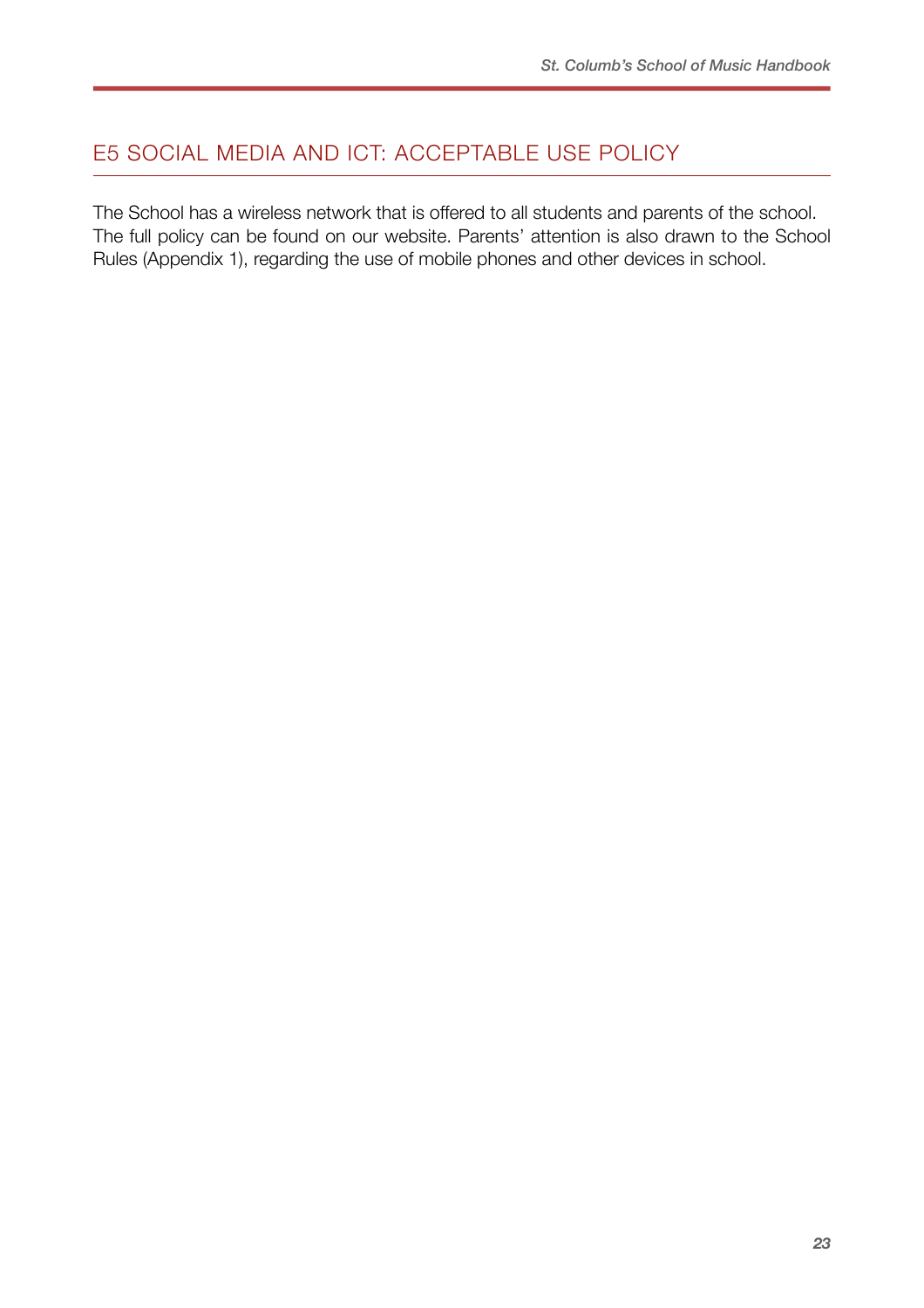## E5 SOCIAL MEDIA AND ICT: ACCEPTABLE USE POLICY

The School has a wireless network that is offered to all students and parents of the school. The full policy can be found on our website. Parents' attention is also drawn to the School Rules (Appendix 1), regarding the use of mobile phones and other devices in school.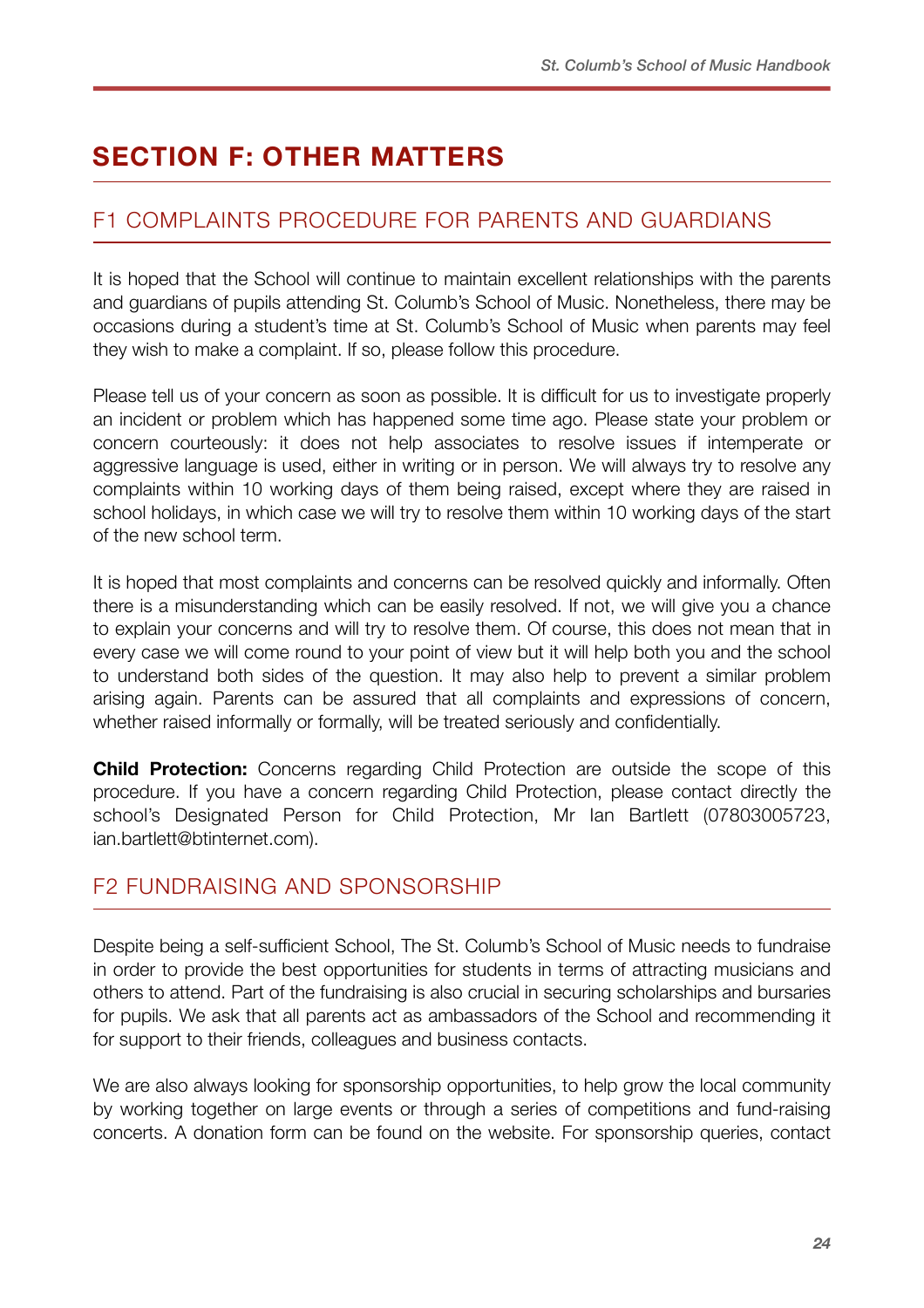# SECTION F: OTHER MATTERS

## F1 COMPLAINTS PROCEDURE FOR PARENTS AND GUARDIANS

It is hoped that the School will continue to maintain excellent relationships with the parents and guardians of pupils attending St. Columb's School of Music. Nonetheless, there may be occasions during a student's time at St. Columb's School of Music when parents may feel they wish to make a complaint. If so, please follow this procedure.

Please tell us of your concern as soon as possible. It is difficult for us to investigate properly an incident or problem which has happened some time ago. Please state your problem or concern courteously: it does not help associates to resolve issues if intemperate or aggressive language is used, either in writing or in person. We will always try to resolve any complaints within 10 working days of them being raised, except where they are raised in school holidays, in which case we will try to resolve them within 10 working days of the start of the new school term.

It is hoped that most complaints and concerns can be resolved quickly and informally. Often there is a misunderstanding which can be easily resolved. If not, we will give you a chance to explain your concerns and will try to resolve them. Of course, this does not mean that in every case we will come round to your point of view but it will help both you and the school to understand both sides of the question. It may also help to prevent a similar problem arising again. Parents can be assured that all complaints and expressions of concern, whether raised informally or formally, will be treated seriously and confidentially.

**Child Protection:** Concerns regarding Child Protection are outside the scope of this procedure. If you have a concern regarding Child Protection, please contact directly the school's Designated Person for Child Protection, Mr Ian Bartlett (07803005723, ian.bartlett@btinternet.com).

## F2 FUNDRAISING AND SPONSORSHIP

Despite being a self-sufficient School, The St. Columb's School of Music needs to fundraise in order to provide the best opportunities for students in terms of attracting musicians and others to attend. Part of the fundraising is also crucial in securing scholarships and bursaries for pupils. We ask that all parents act as ambassadors of the School and recommending it for support to their friends, colleagues and business contacts.

We are also always looking for sponsorship opportunities, to help grow the local community by working together on large events or through a series of competitions and fund-raising concerts. A donation form can be found on the website. For sponsorship queries, contact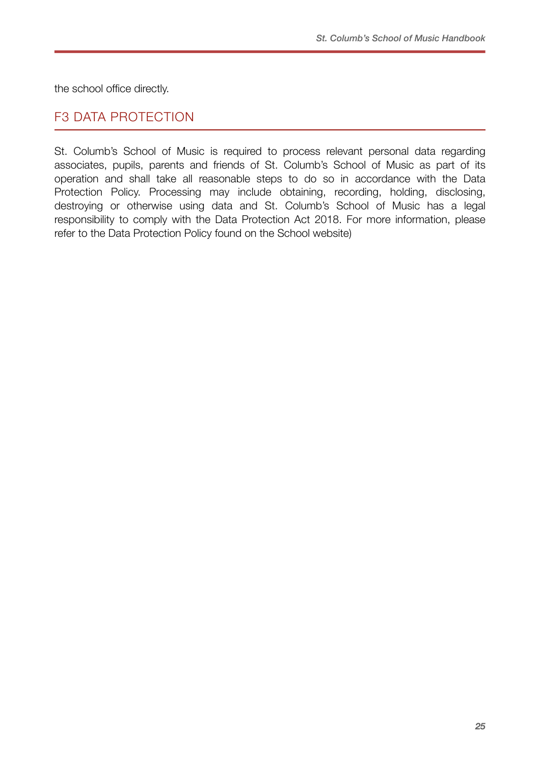the school office directly.

## F3 DATA PROTECTION

St. Columb's School of Music is required to process relevant personal data regarding associates, pupils, parents and friends of St. Columb's School of Music as part of its operation and shall take all reasonable steps to do so in accordance with the Data Protection Policy. Processing may include obtaining, recording, holding, disclosing, destroying or otherwise using data and St. Columb's School of Music has a legal responsibility to comply with the Data Protection Act 2018. For more information, please refer to the Data Protection Policy found on the School website)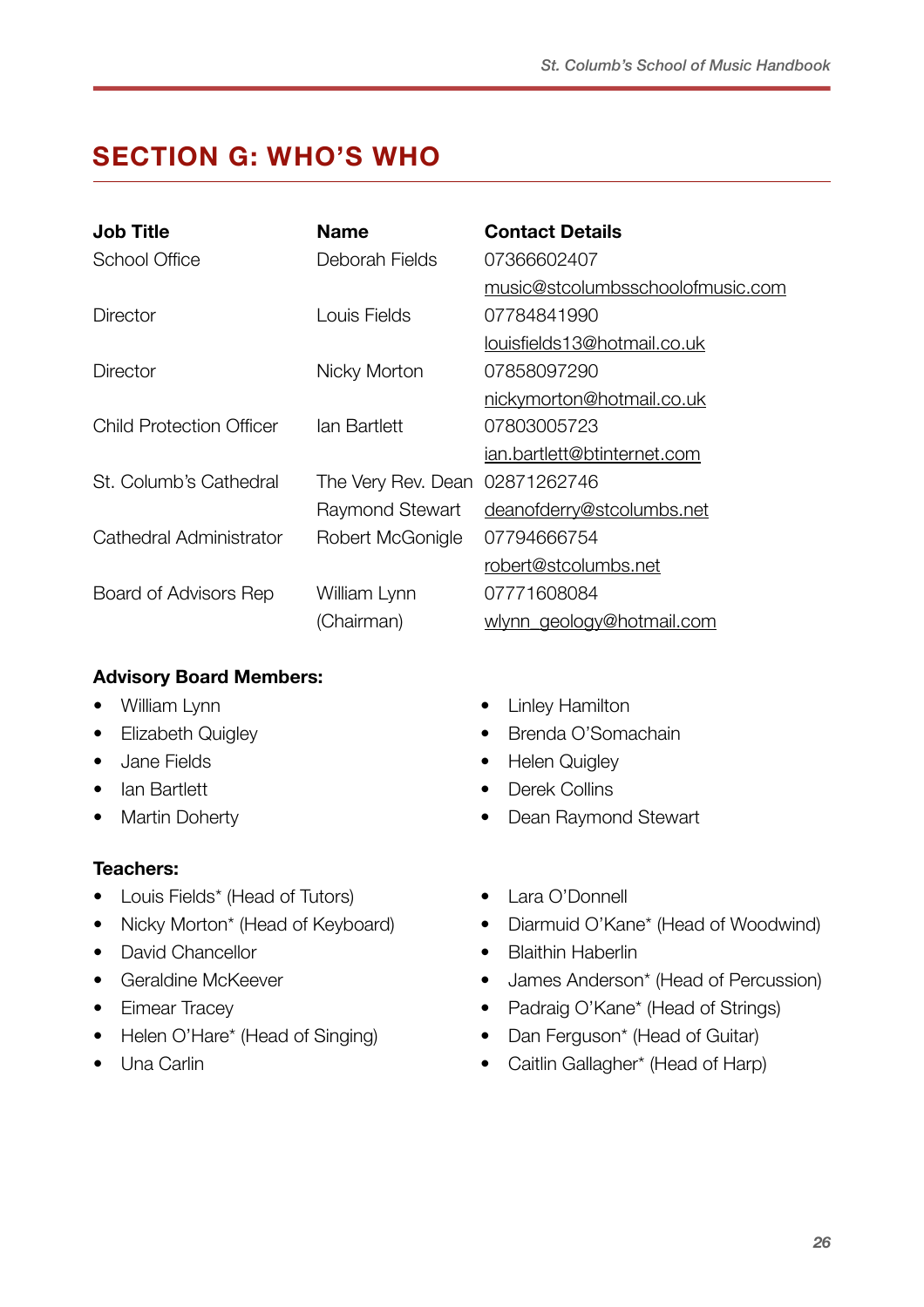## SECTION G: WHO'S WHO

| Job Title | Name | Contact Details |
|---|---|---|
| School Office | Deborah Fields | 07366602407<br>music@stcolumbsschoolofmusic.com |
| Director | Louis Fields | 07784841990<br>louisfields13@hotmail.co.uk |
| Director | Nicky Morton | 07858097290<br>nickymorton@hotmail.co.uk |
| Child Protection Officer | Ian Bartlett | 07803005723<br>ian.bartlett@btinternet.com |
| St. Columb's Cathedral | The Very Rev. Dean Raymond Stewart | 02871262746<br>deanofderry@stcolumbs.net |
| Cathedral Administrator | Robert McGonigle | 07794666754<br>robert@stcolumbs.net |
| Board of Advisors Rep | William Lynn (Chairman) | 07771608084<br>wlynn_geology@hotmail.com |

**Advisory Board Members:**

- William Lynn
- Elizabeth Quigley
- Jane Fields
- Ian Bartlett
- Martin Doherty
- Linley Hamilton
- Brenda O'Somachain
- Helen Quigley
- Derek Collins
- Dean Raymond Stewart

**Teachers:**

- Louis Fields* (Head of Tutors)
- Nicky Morton* (Head of Keyboard)
- David Chancellor
- Geraldine McKeever
- Eimear Tracey
- Helen O'Hare* (Head of Singing)
- Una Carlin
- Lara O'Donnell
- Diarmuid O'Kane* (Head of Woodwind)
- Blaithin Haberlin
- James Anderson* (Head of Percussion)
- Padraig O'Kane* (Head of Strings)
- Dan Ferguson* (Head of Guitar)
- Caitlin Gallagher* (Head of Harp)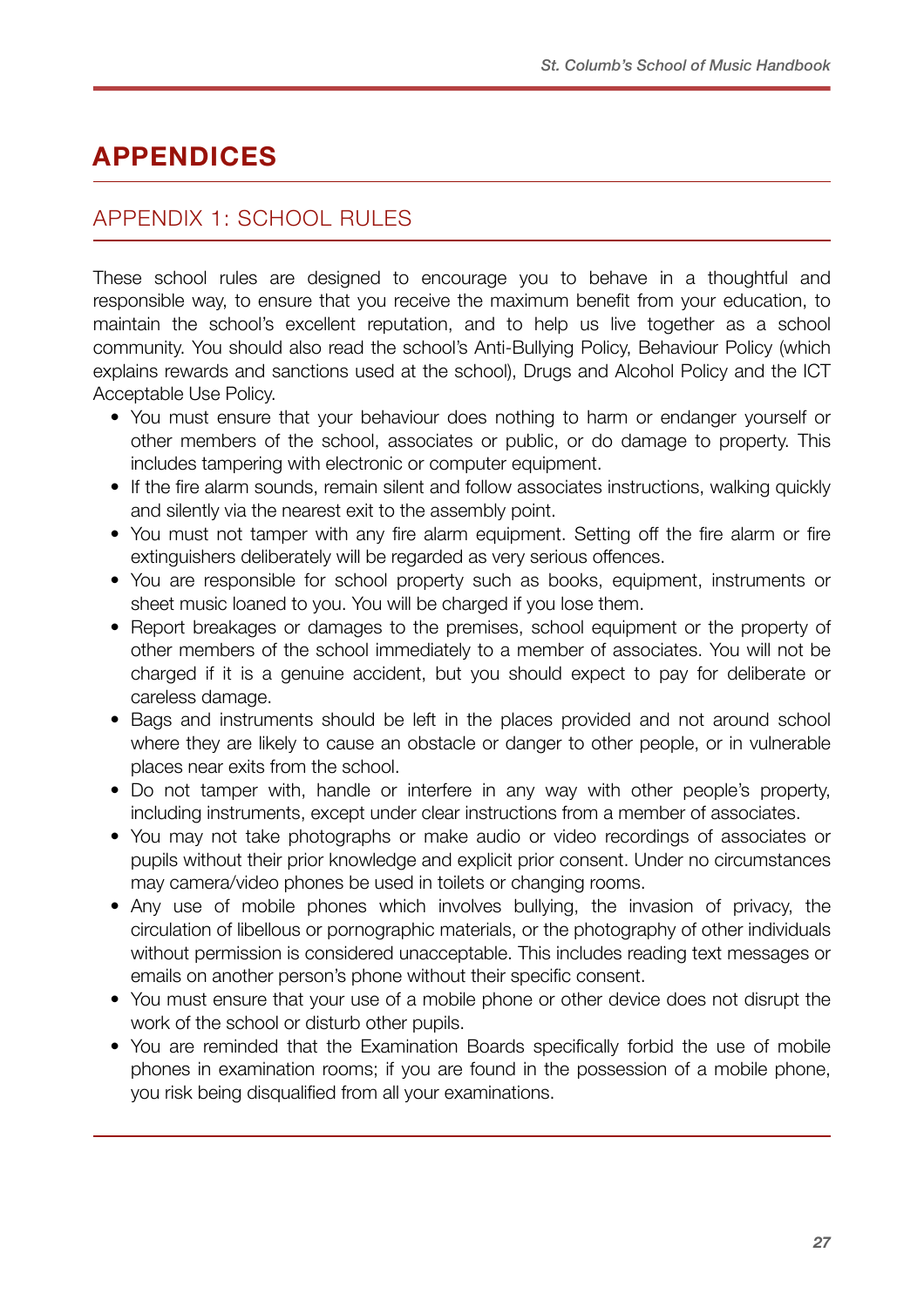# APPENDICES

## APPENDIX 1: SCHOOL RULES

These school rules are designed to encourage you to behave in a thoughtful and responsible way, to ensure that you receive the maximum benefit from your education, to maintain the school's excellent reputation, and to help us live together as a school community. You should also read the school's Anti-Bullying Policy, Behaviour Policy (which explains rewards and sanctions used at the school), Drugs and Alcohol Policy and the ICT Acceptable Use Policy.

- You must ensure that your behaviour does nothing to harm or endanger yourself or other members of the school, associates or public, or do damage to property. This includes tampering with electronic or computer equipment.
- If the fire alarm sounds, remain silent and follow associates instructions, walking quickly and silently via the nearest exit to the assembly point.
- You must not tamper with any fire alarm equipment. Setting off the fire alarm or fire extinguishers deliberately will be regarded as very serious offences.
- You are responsible for school property such as books, equipment, instruments or sheet music loaned to you. You will be charged if you lose them.
- Report breakages or damages to the premises, school equipment or the property of other members of the school immediately to a member of associates. You will not be charged if it is a genuine accident, but you should expect to pay for deliberate or careless damage.
- Bags and instruments should be left in the places provided and not around school where they are likely to cause an obstacle or danger to other people, or in vulnerable places near exits from the school.
- Do not tamper with, handle or interfere in any way with other people's property, including instruments, except under clear instructions from a member of associates.
- You may not take photographs or make audio or video recordings of associates or pupils without their prior knowledge and explicit prior consent. Under no circumstances may camera/video phones be used in toilets or changing rooms.
- Any use of mobile phones which involves bullying, the invasion of privacy, the circulation of libellous or pornographic materials, or the photography of other individuals without permission is considered unacceptable. This includes reading text messages or emails on another person's phone without their specific consent.
- You must ensure that your use of a mobile phone or other device does not disrupt the work of the school or disturb other pupils.
- You are reminded that the Examination Boards specifically forbid the use of mobile phones in examination rooms; if you are found in the possession of a mobile phone, you risk being disqualified from all your examinations.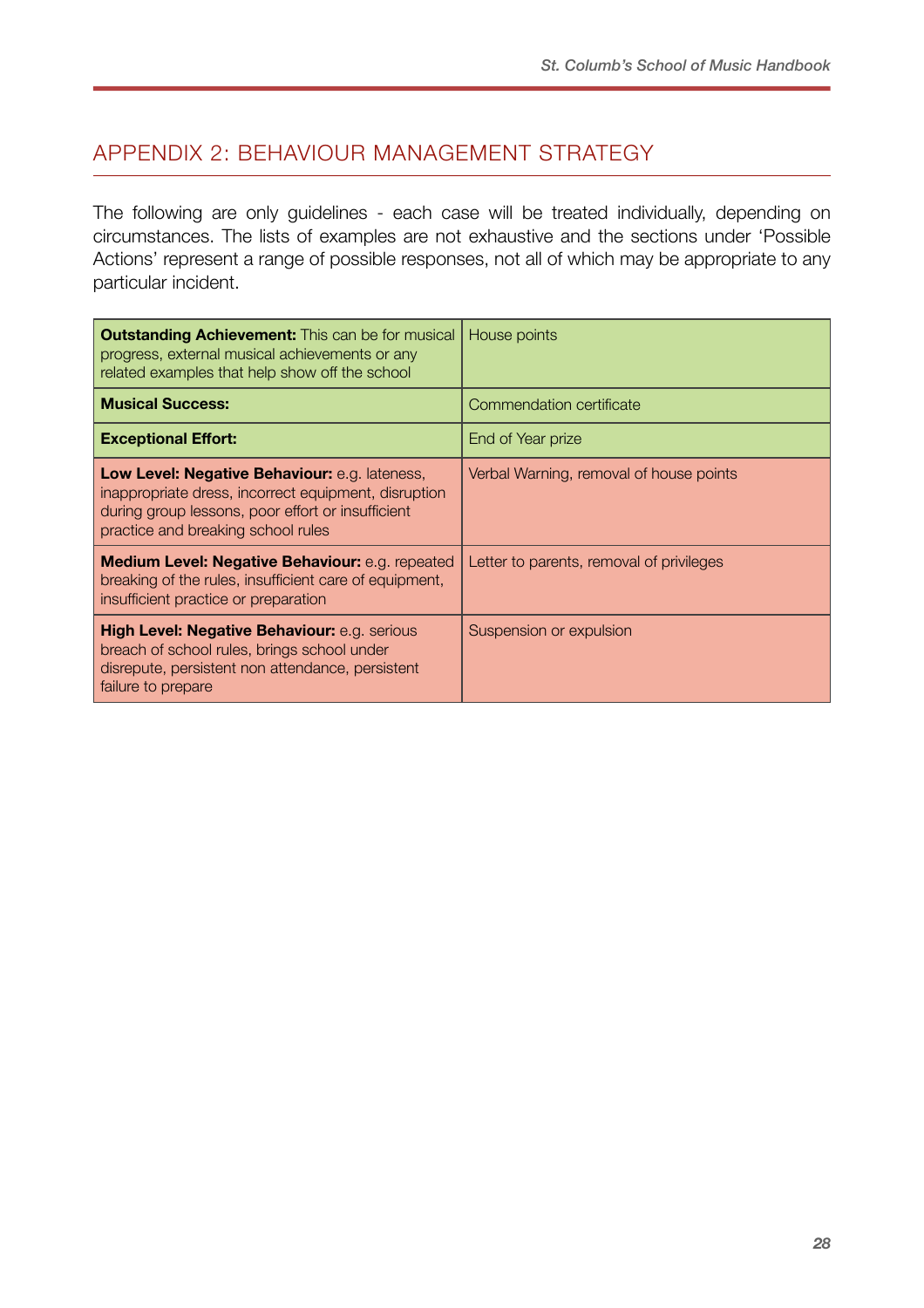## APPENDIX 2: BEHAVIOUR MANAGEMENT STRATEGY

The following are only guidelines - each case will be treated individually, depending on circumstances. The lists of examples are not exhaustive and the sections under 'Possible Actions' represent a range of possible responses, not all of which may be appropriate to any particular incident.

| | |
|---|---|
| **Outstanding Achievement:** This can be for musical progress, external musical achievements or any related examples that help show off the school | House points |
| **Musical Success:** | Commendation certificate |
| **Exceptional Effort:** | End of Year prize |
| **Low Level: Negative Behaviour:** e.g. lateness, inappropriate dress, incorrect equipment, disruption during group lessons, poor effort or insufficient practice and breaking school rules | Verbal Warning, removal of house points |
| **Medium Level: Negative Behaviour:** e.g. repeated breaking of the rules, insufficient care of equipment, insufficient practice or preparation | Letter to parents, removal of privileges |
| **High Level: Negative Behaviour:** e.g. serious breach of school rules, brings school under disrepute, persistent non attendance, persistent failure to prepare | Suspension or expulsion |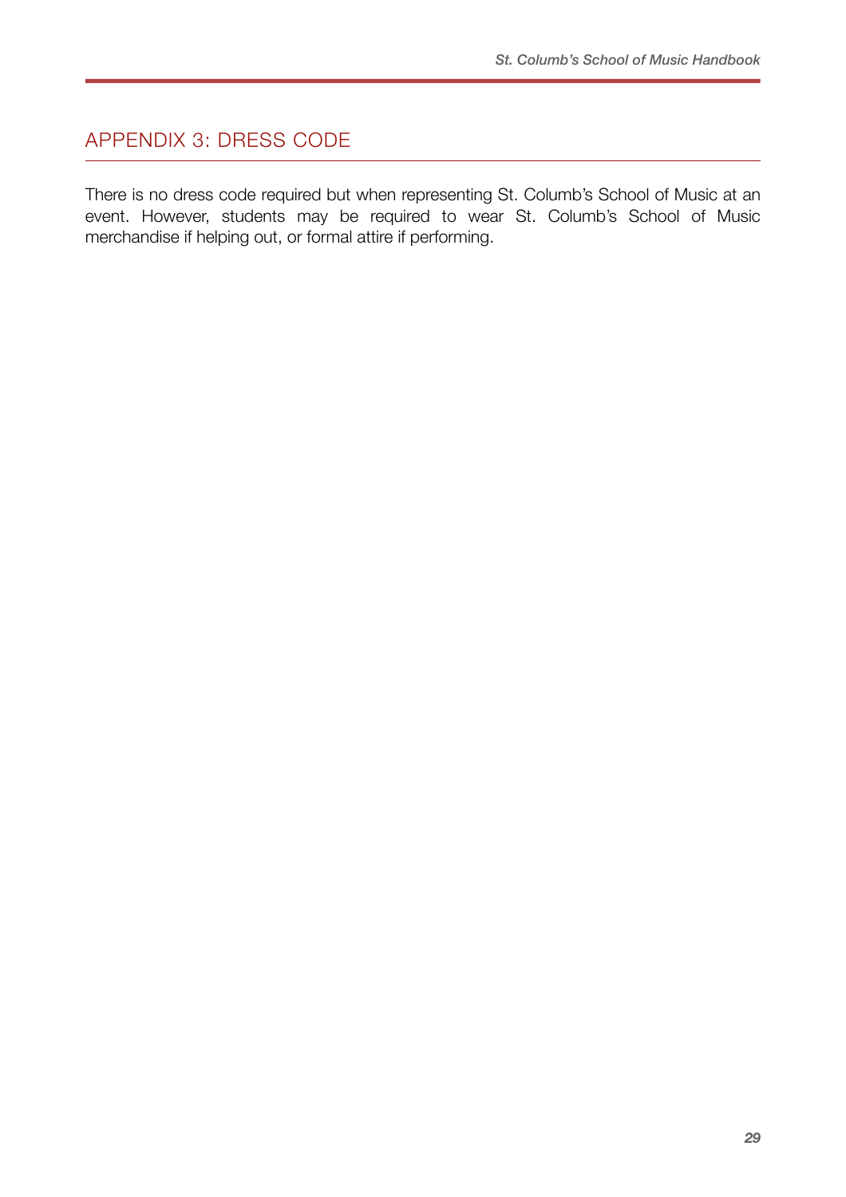## APPENDIX 3: DRESS CODE

There is no dress code required but when representing St. Columb's School of Music at an event. However, students may be required to wear St. Columb's School of Music merchandise if helping out, or formal attire if performing.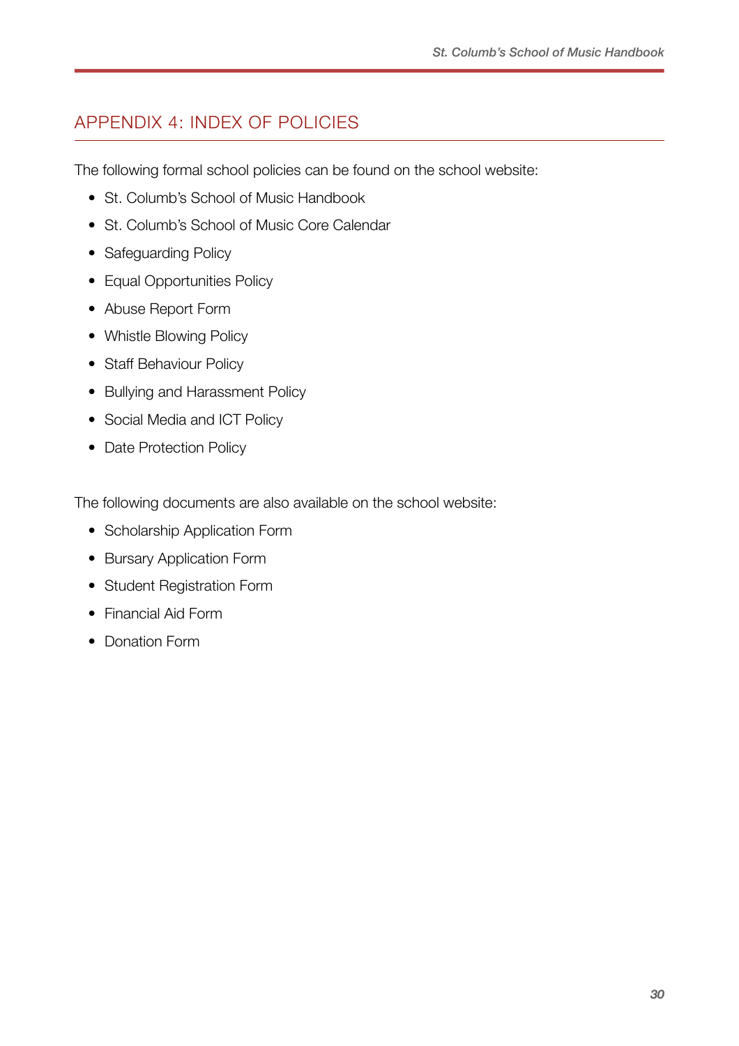## APPENDIX 4: INDEX OF POLICIES

The following formal school policies can be found on the school website:

- St. Columb's School of Music Handbook
- St. Columb's School of Music Core Calendar
- Safeguarding Policy
- Equal Opportunities Policy
- Abuse Report Form
- Whistle Blowing Policy
- Staff Behaviour Policy
- Bullying and Harassment Policy
- Social Media and ICT Policy
- Date Protection Policy

The following documents are also available on the school website:

- Scholarship Application Form
- Bursary Application Form
- Student Registration Form
- Financial Aid Form
- Donation Form